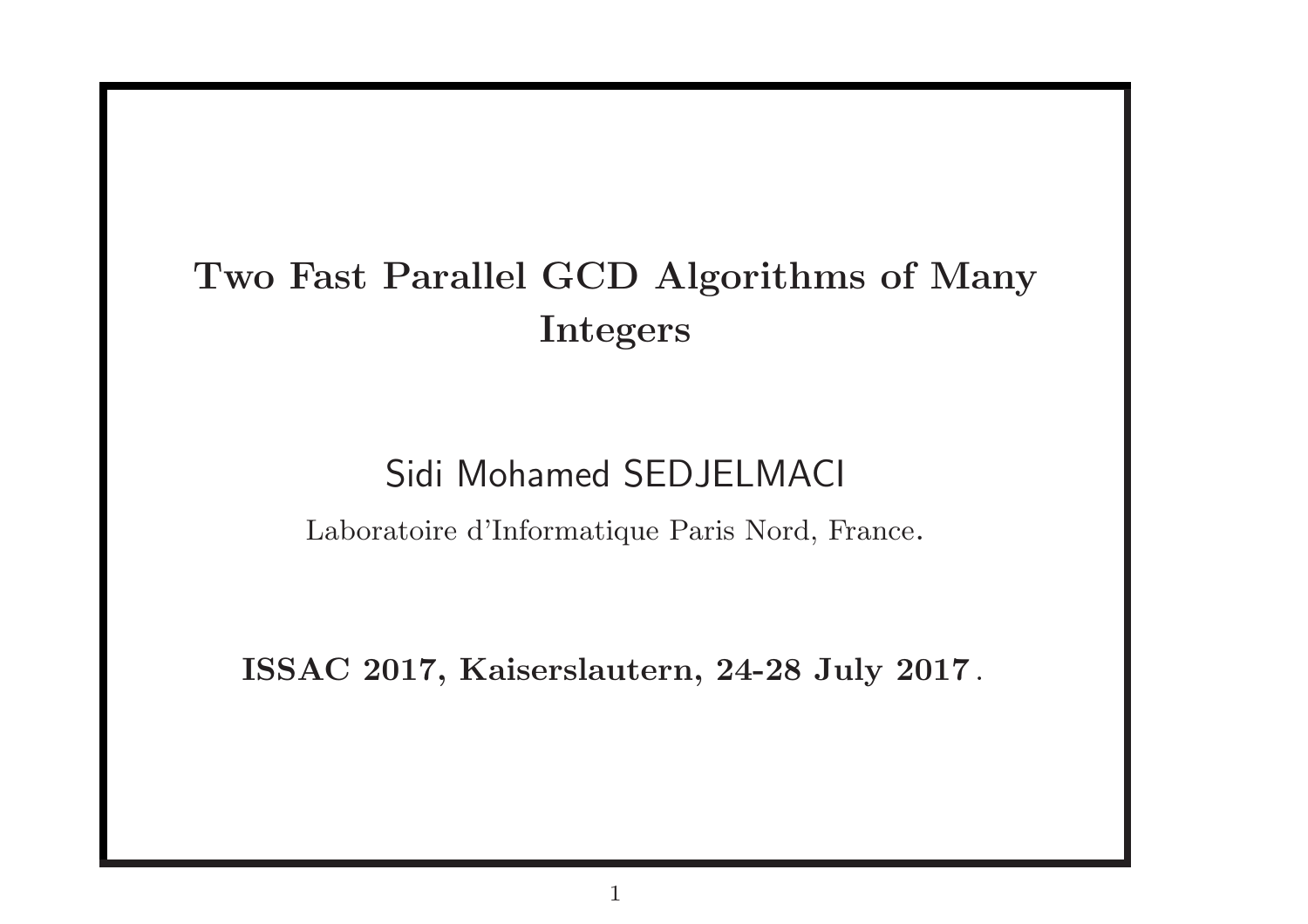# Two Fast Parallel GCD Algorithms of Many Integers

Sidi Mohamed SEDJELMACI

Laboratoire d'Informatique Paris Nord, France.

**ISSAC 2017, Kaiserslautern, 24-28 July 2017**.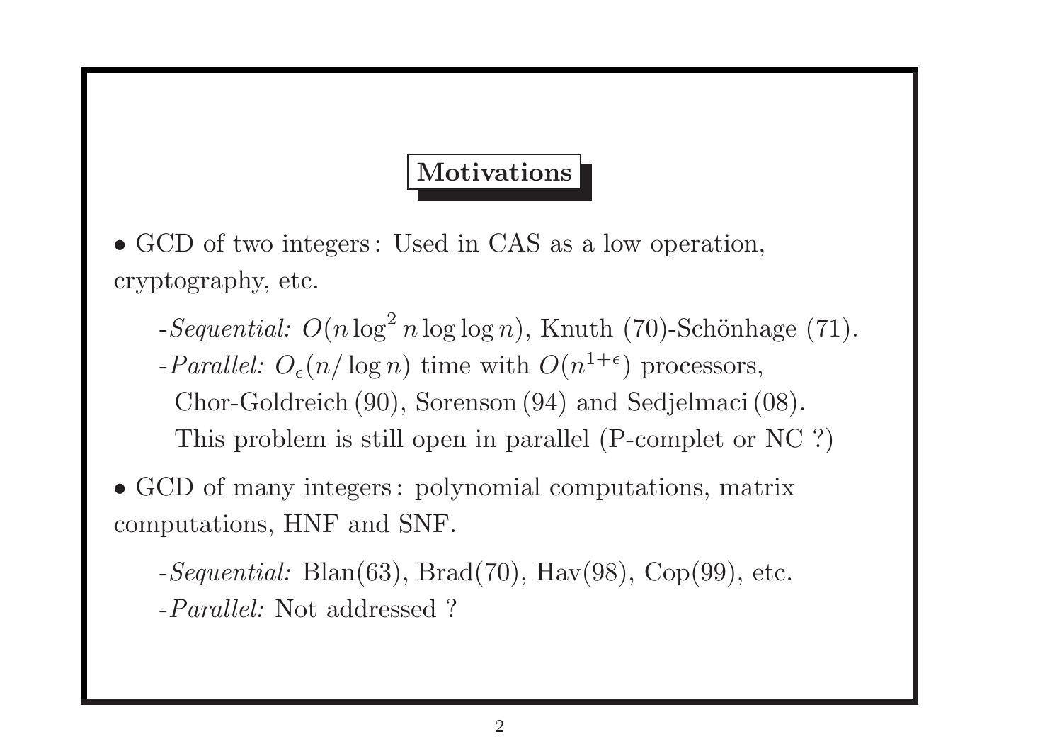## Motivations

• GCD of two integers : Used in CAS as a low operation, cryptography, etc.

> -*Sequential:* $O(n \log^2 n \log\log n)$, Knuth (70)-Schönhage (71).
>
> -*Parallel:* $O_\epsilon(n/\log n)$ time with $O(n^{1+\epsilon})$ processors, Chor-Goldreich (90), Sorenson (94) and Sedjelmaci (08). This problem is still open in parallel (P-complet or NC ?)

• GCD of many integers : polynomial computations, matrix computations, HNF and SNF.

> -*Sequential:* Blan(63), Brad(70), Hav(98), Cop(99), etc.
>
> -*Parallel:* Not addressed ?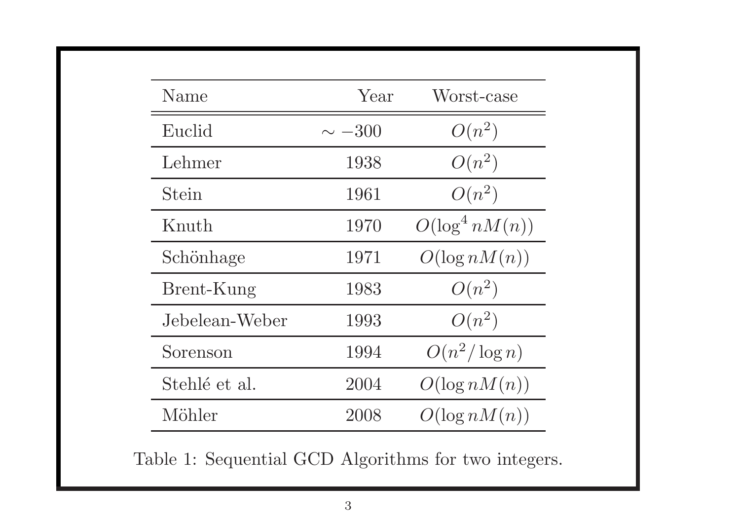| Name | Year | Worst-case |
|---|---|---|
| Euclid | $\sim -300$ | $O(n^2)$ |
| Lehmer | 1938 | $O(n^2)$ |
| Stein | 1961 | $O(n^2)$ |
| Knuth | 1970 | $O(\log^4 nM(n))$ |
| Schönhage | 1971 | $O(\log nM(n))$ |
| Brent-Kung | 1983 | $O(n^2)$ |
| Jebelean-Weber | 1993 | $O(n^2)$ |
| Sorenson | 1994 | $O(n^2/\log n)$ |
| Stehlé et al. | 2004 | $O(\log nM(n))$ |
| Möhler | 2008 | $O(\log nM(n))$ |

Table 1: Sequential GCD Algorithms for two integers.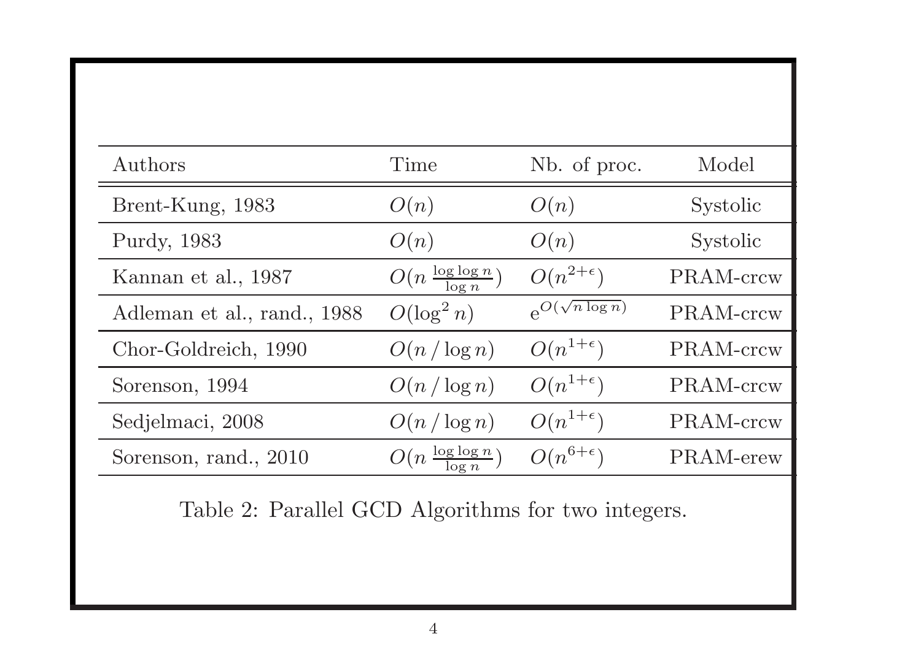| Authors | Time | Nb. of proc. | Model |
| --- | --- | --- | --- |
| Brent-Kung, 1983 | $O(n)$ | $O(n)$ | Systolic |
| Purdy, 1983 | $O(n)$ | $O(n)$ | Systolic |
| Kannan et al., 1987 | $O(n \frac{\log \log n}{\log n})$ | $O(n^{2+\epsilon})$ | PRAM-crcw |
| Adleman et al., rand., 1988 | $O(\log^2 n)$ | $e^{O(\sqrt{n \log n})}$ | PRAM-crcw |
| Chor-Goldreich, 1990 | $O(n / \log n)$ | $O(n^{1+\epsilon})$ | PRAM-crcw |
| Sorenson, 1994 | $O(n / \log n)$ | $O(n^{1+\epsilon})$ | PRAM-crcw |
| Sedjelmaci, 2008 | $O(n / \log n)$ | $O(n^{1+\epsilon})$ | PRAM-crcw |
| Sorenson, rand., 2010 | $O(n \frac{\log \log n}{\log n})$ | $O(n^{6+\epsilon})$ | PRAM-erew |

Table 2: Parallel GCD Algorithms for two integers.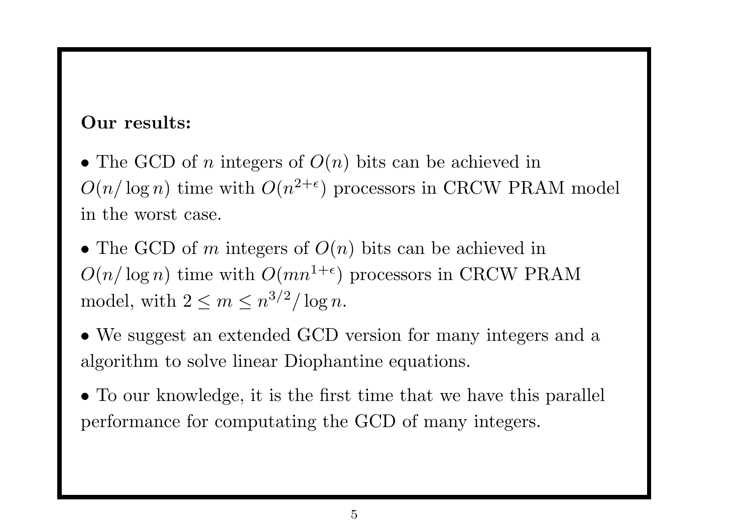**Our results:**

- The GCD of $n$ integers of $O(n)$ bits can be achieved in $O(n/\log n)$ time with $O(n^{2+\epsilon})$ processors in CRCW PRAM model in the worst case.
- The GCD of $m$ integers of $O(n)$ bits can be achieved in $O(n/\log n)$ time with $O(mn^{1+\epsilon})$ processors in CRCW PRAM model, with $2 \leq m \leq n^{3/2}/\log n$.
- We suggest an extended GCD version for many integers and a algorithm to solve linear Diophantine equations.
- To our knowledge, it is the first time that we have this parallel performance for computating the GCD of many integers.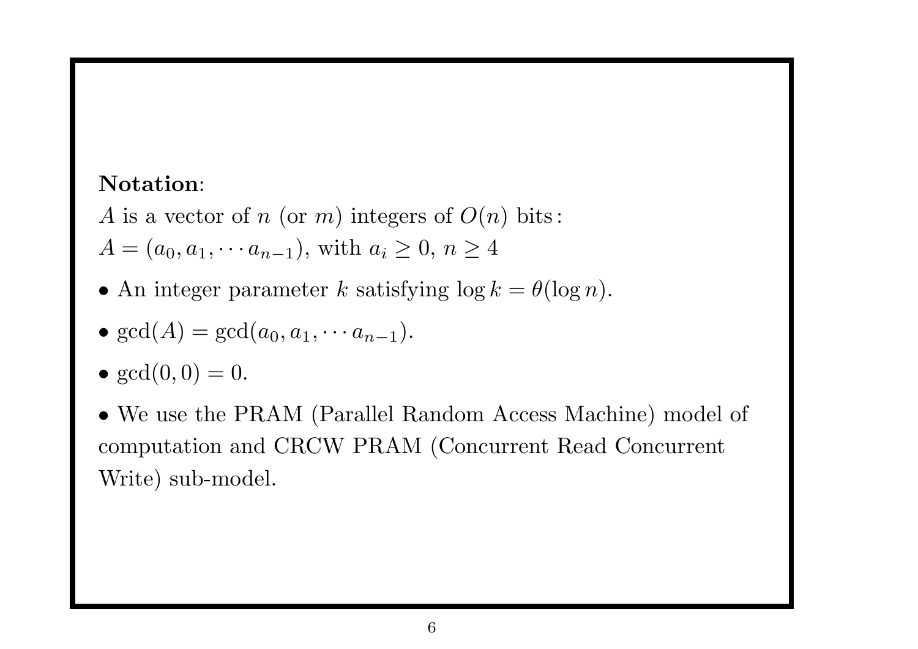**Notation**:

$A$ is a vector of $n$ (or $m$) integers of $O(n)$ bits:

$A = (a_0, a_1, \cdots a_{n-1})$, with $a_i \geq 0$, $n \geq 4$

- An integer parameter $k$ satisfying $\log k = \theta(\log n)$.
- $\gcd(A) = \gcd(a_0, a_1, \cdots a_{n-1})$.
- $\gcd(0, 0) = 0$.
- We use the PRAM (Parallel Random Access Machine) model of computation and CRCW PRAM (Concurrent Read Concurrent Write) sub-model.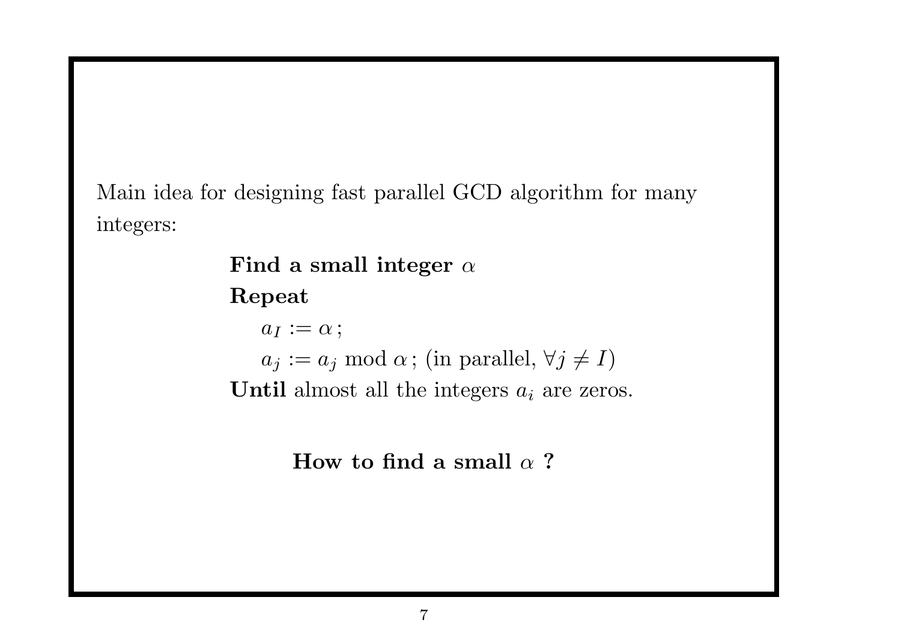Main idea for designing fast parallel GCD algorithm for many integers:

**Find a small integer** $\alpha$

**Repeat**

$a_I := \alpha\,;$

$a_j := a_j \bmod \alpha\,;$ (in parallel, $\forall j \neq I$)

**Until** almost all the integers $a_i$ are zeros.

**How to find a small** $\alpha$ **?**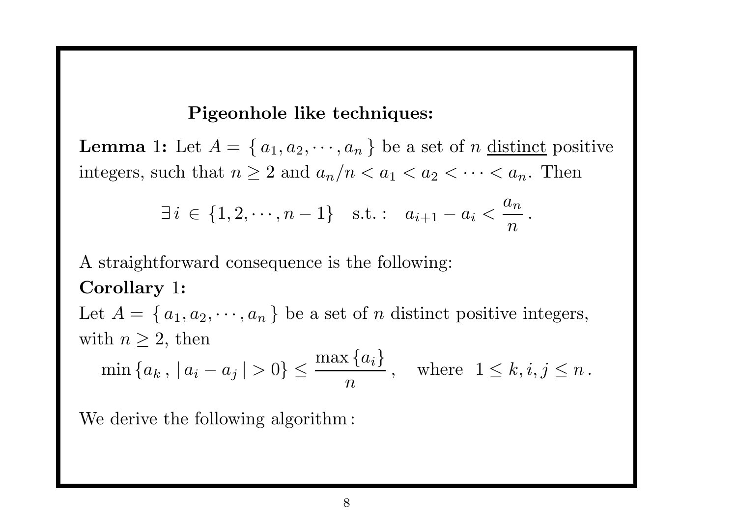### Pigeonhole like techniques:

**Lemma 1:** Let $A = \{ a_1, a_2, \cdots, a_n \}$ be a set of $n$ distinct positive integers, such that $n \geq 2$ and $a_n/n < a_1 < a_2 < \cdots < a_n$. Then

$$\exists\, i \in \{1, 2, \cdots, n-1\} \quad \text{s.t.}: \quad a_{i+1} - a_i < \frac{a_n}{n}\,.$$

A straightforward consequence is the following:

**Corollary 1:**
Let $A = \{ a_1, a_2, \cdots, a_n \}$ be a set of $n$ distinct positive integers, with $n \geq 2$, then

$$\min \{a_k\,,\, |\, a_i - a_j\,| > 0\} \leq \frac{\max \{a_i\}}{n}\,, \quad \text{where} \;\; 1 \leq k, i, j \leq n\,.$$

We derive the following algorithm: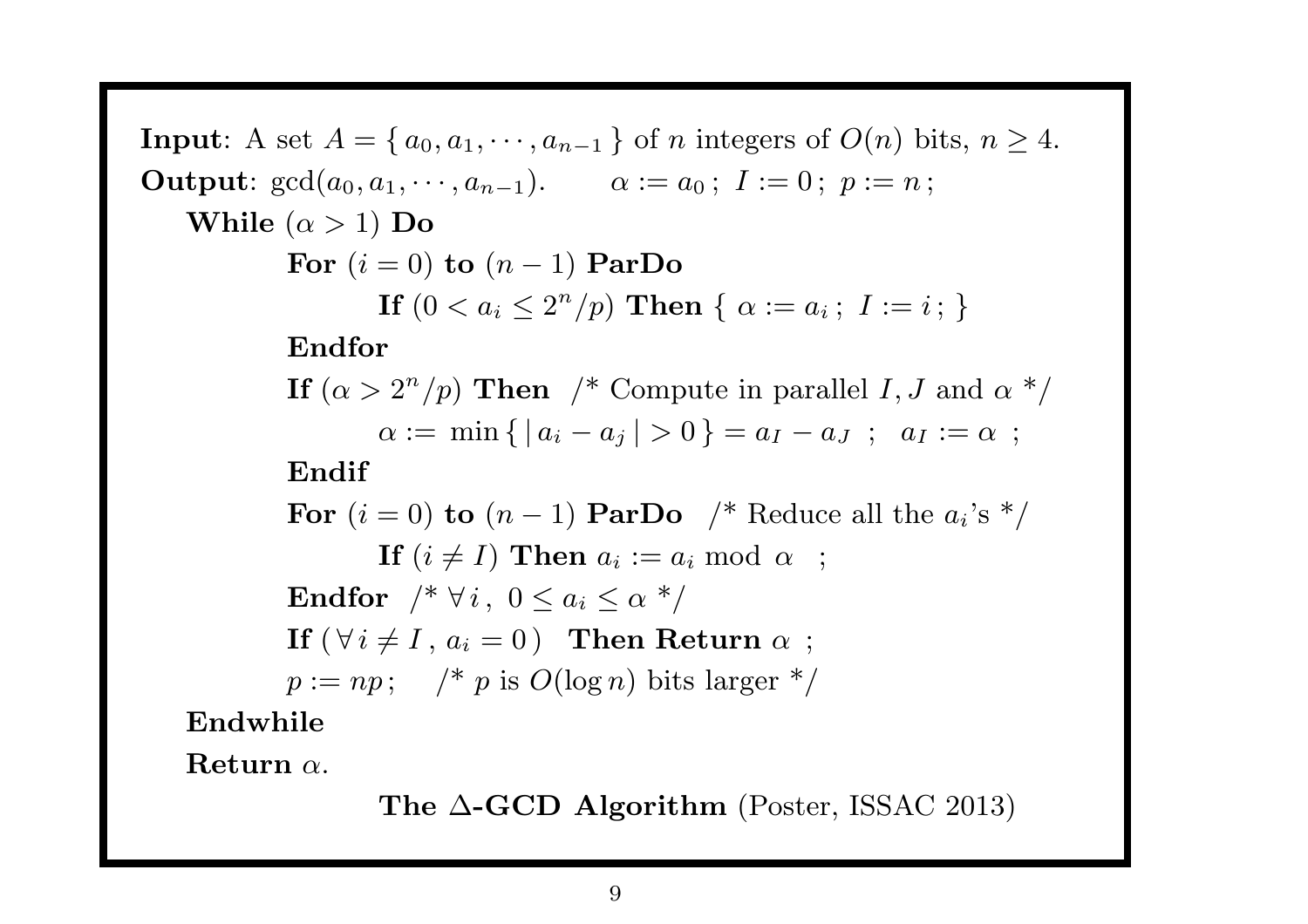**Input**: A set $A = \{ a_0, a_1, \cdots, a_{n-1} \}$ of $n$ integers of $O(n)$ bits, $n \geq 4$.
**Output**: $\gcd(a_0, a_1, \cdots, a_{n-1})$. $\quad \alpha := a_0 \,;\ I := 0 \,;\ p := n \,;$

```
While (α > 1) Do
        For (i = 0) to (n − 1) ParDo
                If (0 < a_i ≤ 2^n/p) Then { α := a_i ; I := i ; }
        Endfor
        If (α > 2^n/p) Then   /* Compute in parallel I, J and α */
                α := min{ |a_i − a_j| > 0 } = a_I − a_J  ;  a_I := α  ;
        Endif
        For (i = 0) to (n − 1) ParDo   /* Reduce all the a_i's */
                If (i ≠ I) Then a_i := a_i mod α  ;
        Endfor  /* ∀i, 0 ≤ a_i ≤ α */
        If (∀i ≠ I, a_i = 0)  Then Return α ;
        p := np ;   /* p is O(log n) bits larger */
Endwhile
Return α.
```

**The Δ-GCD Algorithm** (Poster, ISSAC 2013)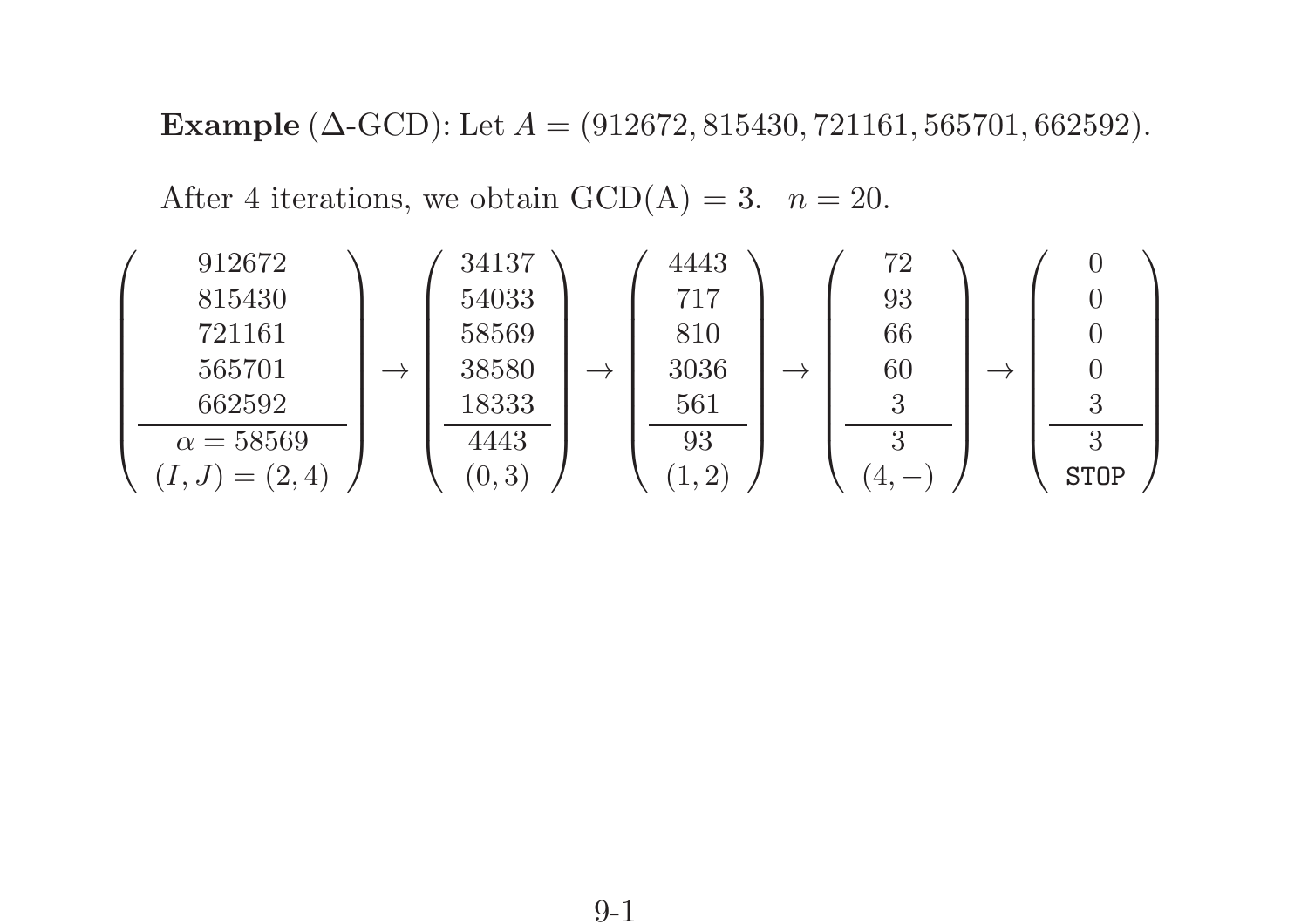**Example** ($\Delta$-GCD): Let $A = (912672, 815430, 721161, 565701, 662592)$.

After 4 iterations, we obtain GCD(A) = 3. $n = 20$.

$$
\left(\begin{array}{c} 912672 \\ 815430 \\ 721161 \\ 565701 \\ 662592 \\ \hline \alpha = 58569 \\ (I,J) = (2,4) \end{array}\right)
\rightarrow
\left(\begin{array}{c} 34137 \\ 54033 \\ 58569 \\ 38580 \\ 18333 \\ \hline 4443 \\ (0,3) \end{array}\right)
\rightarrow
\left(\begin{array}{c} 4443 \\ 717 \\ 810 \\ 3036 \\ 561 \\ \hline 93 \\ (1,2) \end{array}\right)
\rightarrow
\left(\begin{array}{c} 72 \\ 93 \\ 66 \\ 60 \\ 3 \\ \hline 3 \\ (4,-) \end{array}\right)
\rightarrow
\left(\begin{array}{c} 0 \\ 0 \\ 0 \\ 0 \\ 3 \\ \hline 3 \\ \texttt{STOP} \end{array}\right)
$$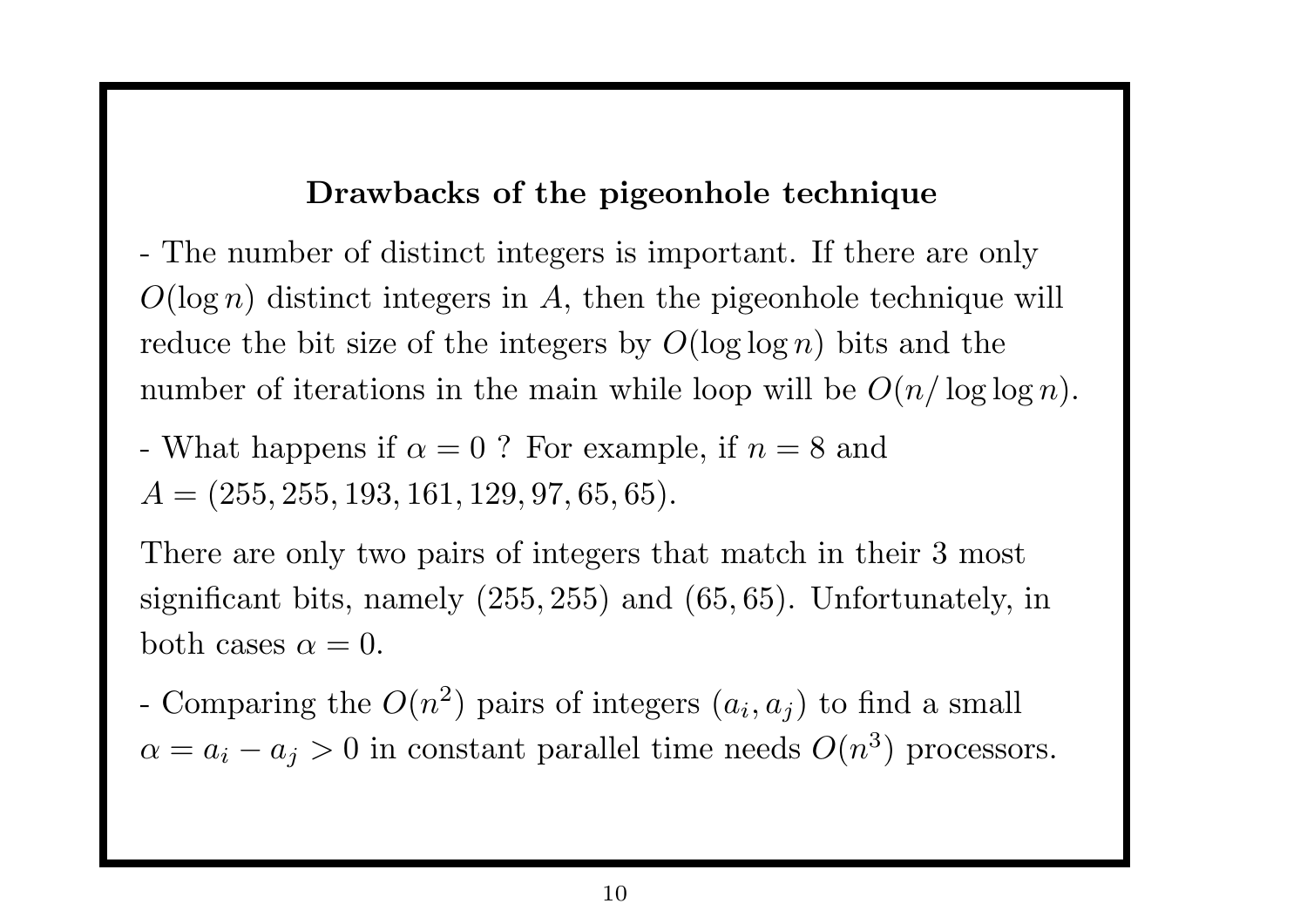## Drawbacks of the pigeonhole technique

- The number of distinct integers is important. If there are only $O(\log n)$ distinct integers in $A$, then the pigeonhole technique will reduce the bit size of the integers by $O(\log \log n)$ bits and the number of iterations in the main while loop will be $O(n/\log \log n)$.

- What happens if $\alpha = 0$ ? For example, if $n = 8$ and $A = (255, 255, 193, 161, 129, 97, 65, 65)$.

There are only two pairs of integers that match in their 3 most significant bits, namely $(255, 255)$ and $(65, 65)$. Unfortunately, in both cases $\alpha = 0$.

- Comparing the $O(n^2)$ pairs of integers $(a_i, a_j)$ to find a small $\alpha = a_i - a_j > 0$ in constant parallel time needs $O(n^3)$ processors.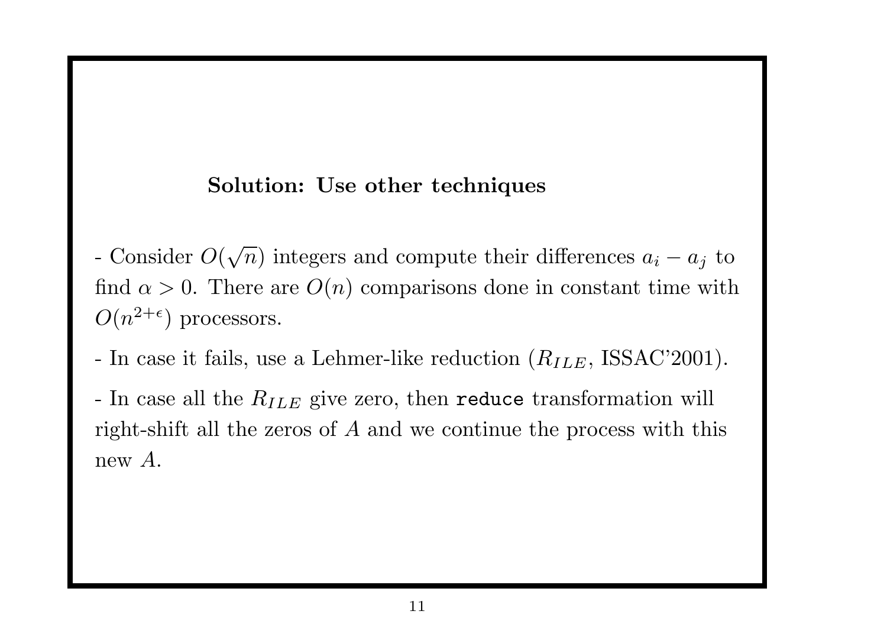### Solution: Use other techniques

- Consider $O(\sqrt{n})$ integers and compute their differences $a_i - a_j$ to find $\alpha > 0$. There are $O(n)$ comparisons done in constant time with $O(n^{2+\epsilon})$ processors.

- In case it fails, use a Lehmer-like reduction ($R_{ILE}$, ISSAC'2001).

- In case all the $R_{ILE}$ give zero, then `reduce` transformation will right-shift all the zeros of $A$ and we continue the process with this new $A$.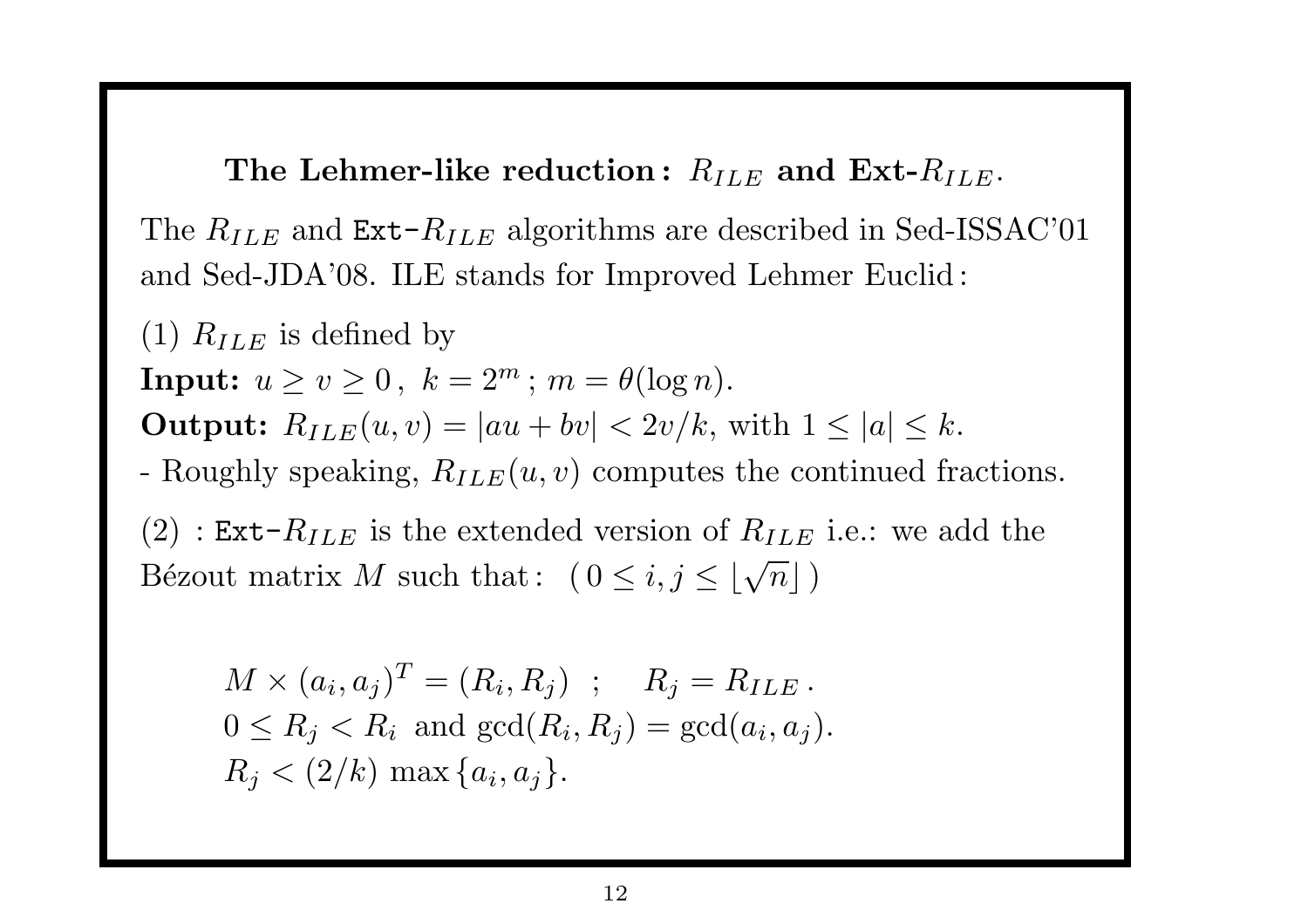## The Lehmer-like reduction: $R_{ILE}$ and Ext-$R_{ILE}$.

The $R_{ILE}$ and `Ext-`$R_{ILE}$ algorithms are described in Sed-ISSAC'01 and Sed-JDA'08. ILE stands for Improved Lehmer Euclid:

(1) $R_{ILE}$ is defined by
**Input:** $u \geq v \geq 0$, $k = 2^m$ ; $m = \theta(\log n)$.
**Output:** $R_{ILE}(u, v) = |au + bv| < 2v/k$, with $1 \leq |a| \leq k$.
- Roughly speaking, $R_{ILE}(u, v)$ computes the continued fractions.

(2) : `Ext-`$R_{ILE}$ is the extended version of $R_{ILE}$ i.e.: we add the Bézout matrix $M$ such that: $(\, 0 \leq i, j \leq \lfloor \sqrt{n} \rfloor \,)$

$$M \times (a_i, a_j)^T = (R_i, R_j) \;\; ; \quad R_j = R_{ILE} \, .$$
$$0 \leq R_j < R_i \text{ and } \gcd(R_i, R_j) = \gcd(a_i, a_j).$$
$$R_j < (2/k) \max\{a_i, a_j\}.$$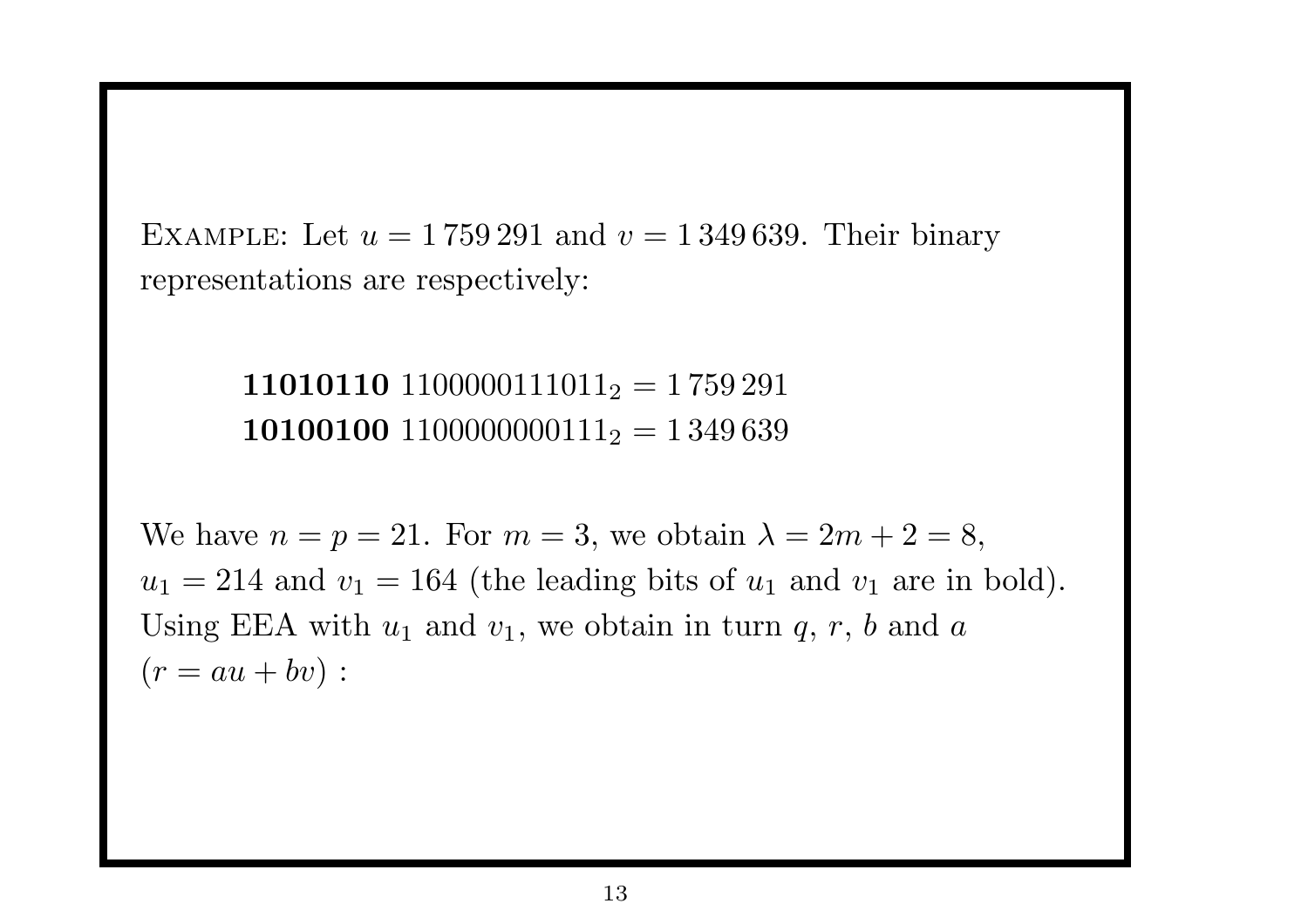Example: Let $u = 1\,759\,291$ and $v = 1\,349\,639$. Their binary representations are respectively:

$$\mathbf{11010110}\ 1100000111011_2 = 1\,759\,291$$
$$\mathbf{10100100}\ 1100000000111_2 = 1\,349\,639$$

We have $n = p = 21$. For $m = 3$, we obtain $\lambda = 2m + 2 = 8$, $u_1 = 214$ and $v_1 = 164$ (the leading bits of $u_1$ and $v_1$ are in bold). Using EEA with $u_1$ and $v_1$, we obtain in turn $q$, $r$, $b$ and $a$ $(r = au + bv)$ :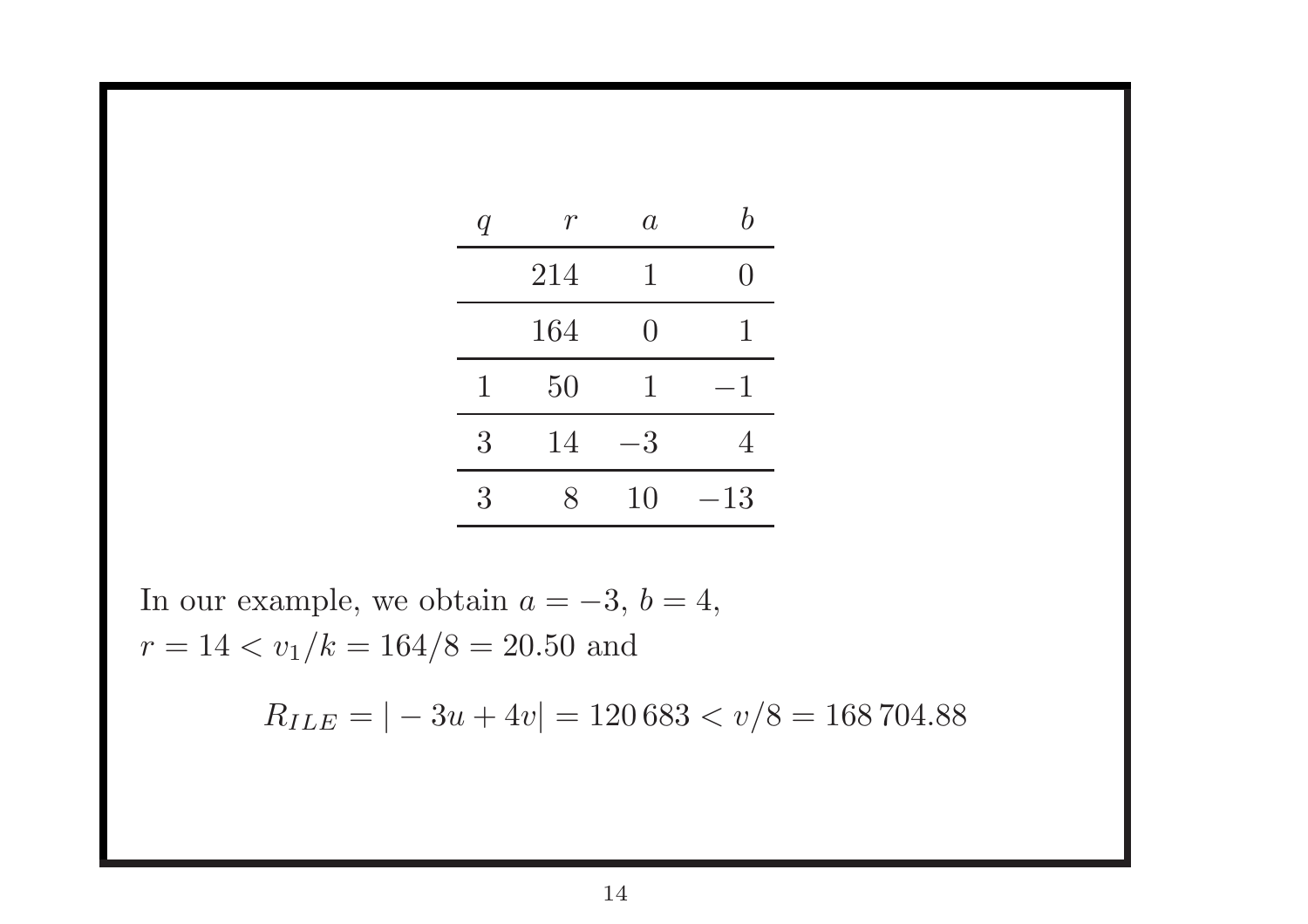| $q$ | $r$ | $a$ | $b$ |
|---|---|---|---|
| | 214 | 1 | 0 |
| | 164 | 0 | 1 |
| 1 | 50 | 1 | $-1$ |
| 3 | 14 | $-3$ | 4 |
| 3 | 8 | 10 | $-13$ |

In our example, we obtain $a = -3$, $b = 4$,
$r = 14 < v_1/k = 164/8 = 20.50$ and

$$R_{ILE} = |-3u + 4v| = 120\,683 < v/8 = 168\,704.88$$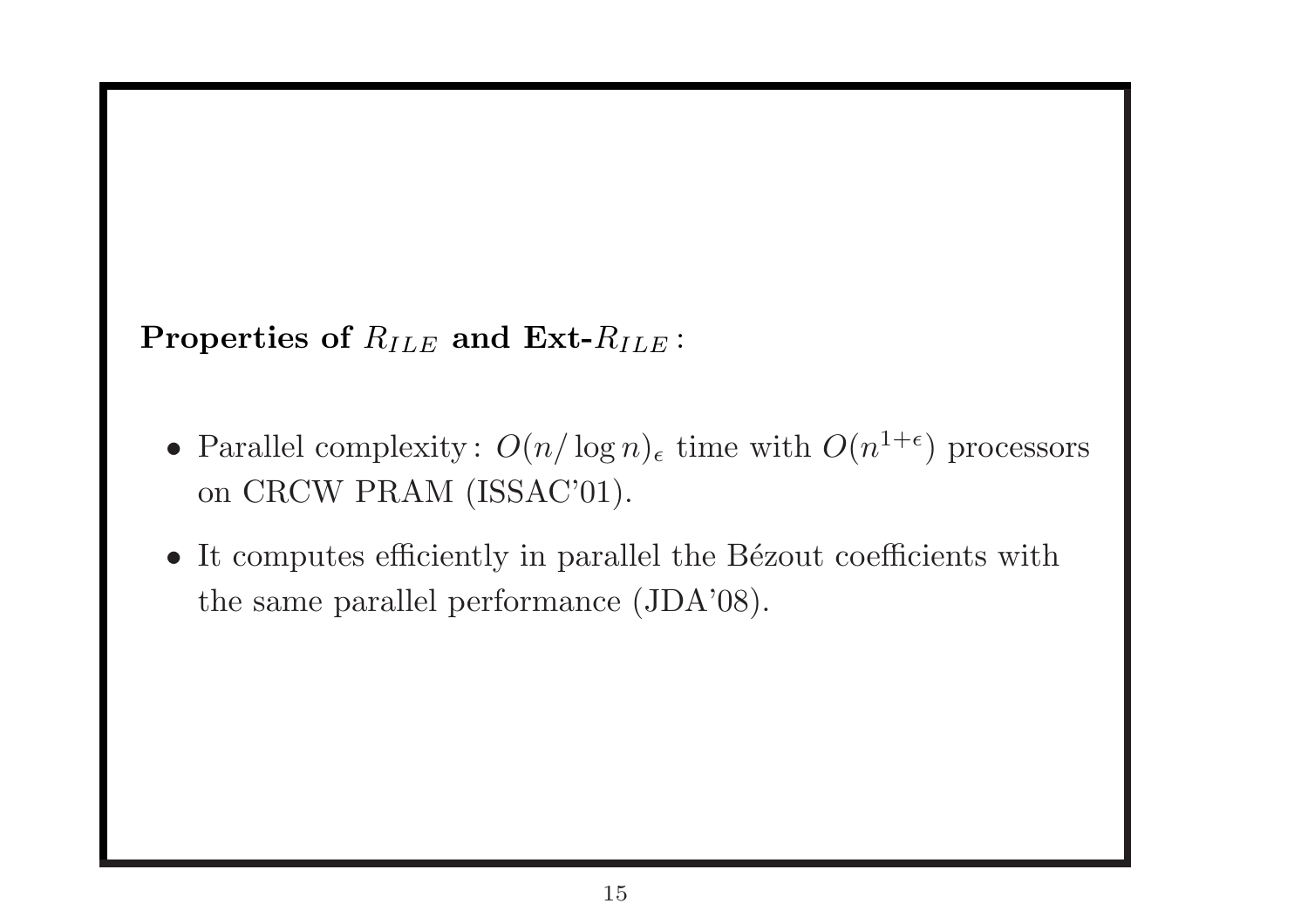**Properties of $R_{ILE}$ and Ext-$R_{ILE}$ :**

- Parallel complexity : $O(n/\log n)_\epsilon$ time with $O(n^{1+\epsilon})$ processors on CRCW PRAM (ISSAC'01).
- It computes efficiently in parallel the Bézout coefficients with the same parallel performance (JDA'08).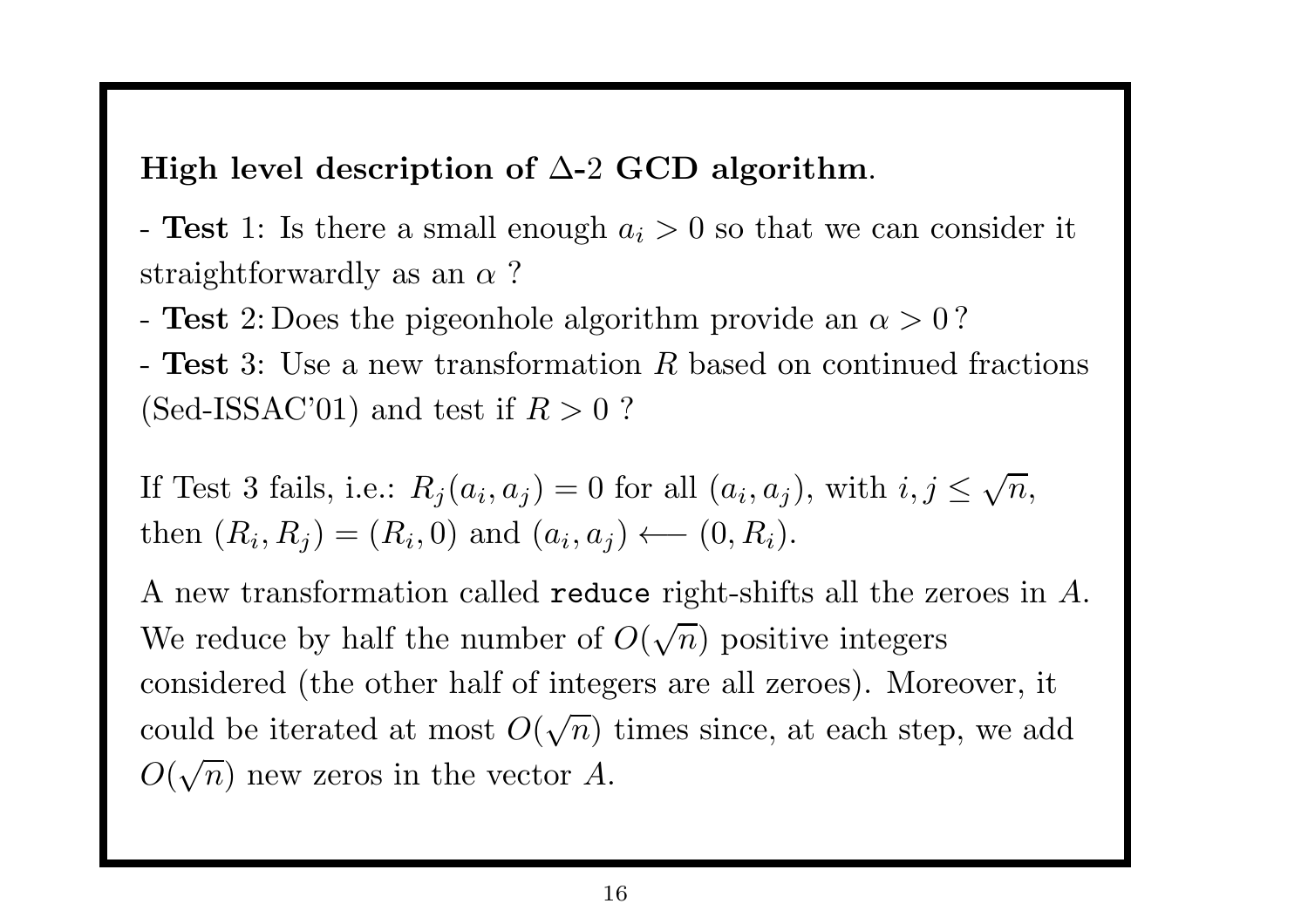**High level description of $\Delta$-2 GCD algorithm**.

- **Test** 1: Is there a small enough $a_i > 0$ so that we can consider it straightforwardly as an $\alpha$ ?
- **Test** 2: Does the pigeonhole algorithm provide an $\alpha > 0$ ?
- **Test** 3: Use a new transformation $R$ based on continued fractions (Sed-ISSAC'01) and test if $R > 0$ ?

If Test 3 fails, i.e.: $R_j(a_i, a_j) = 0$ for all $(a_i, a_j)$, with $i, j \leq \sqrt{n}$, then $(R_i, R_j) = (R_i, 0)$ and $(a_i, a_j) \longleftarrow (0, R_i)$.

A new transformation called `reduce` right-shifts all the zeroes in $A$. We reduce by half the number of $O(\sqrt{n})$ positive integers considered (the other half of integers are all zeroes). Moreover, it could be iterated at most $O(\sqrt{n})$ times since, at each step, we add $O(\sqrt{n})$ new zeros in the vector $A$.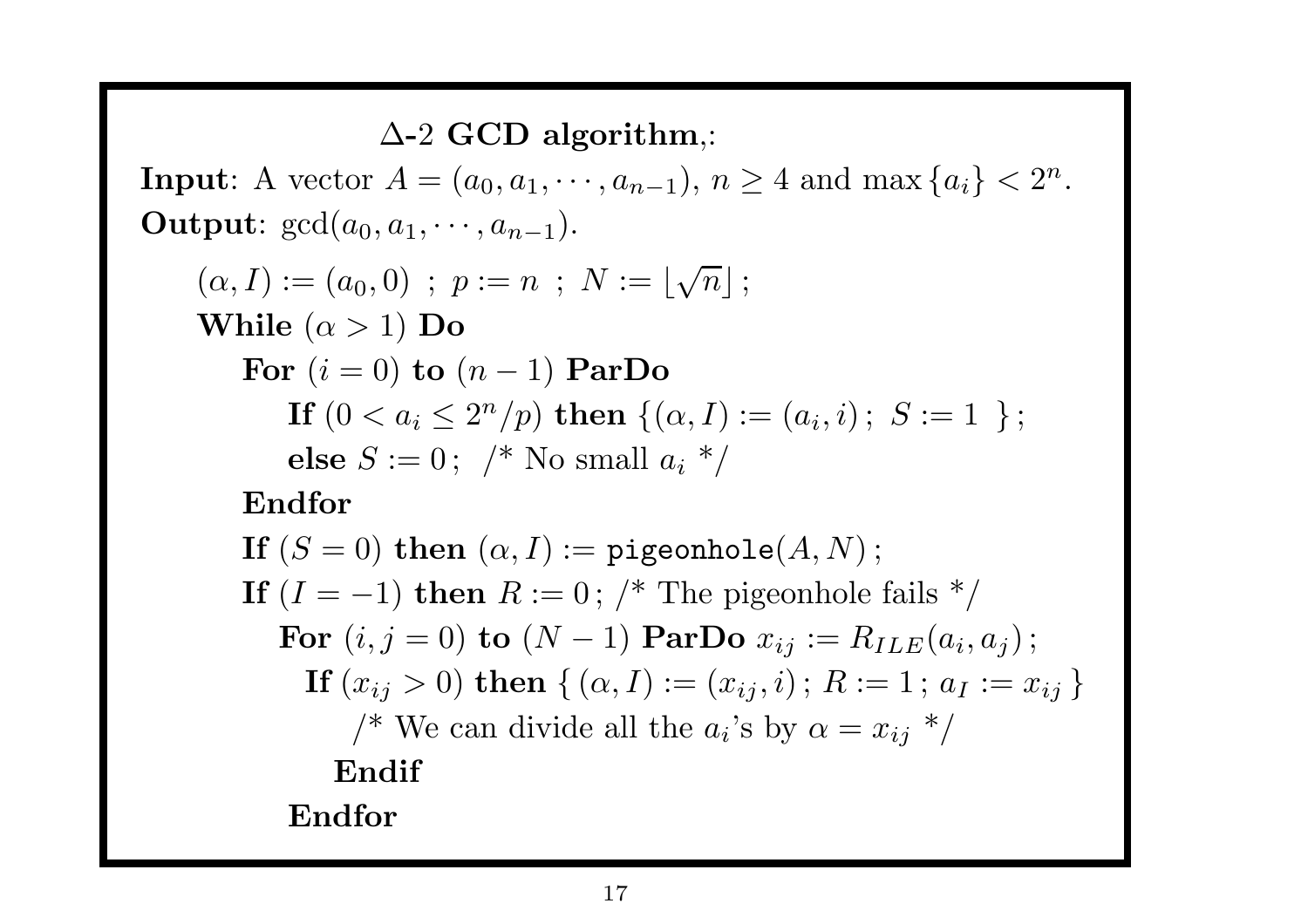**$\Delta$-2 GCD algorithm**,:

**Input**: A vector $A = (a_0, a_1, \cdots, a_{n-1})$, $n \geq 4$ and $\max\{a_i\} < 2^n$.

**Output**: $\gcd(a_0, a_1, \cdots, a_{n-1})$.

$(\alpha, I) := (a_0, 0)$ ; $p := n$ ; $N := \lfloor \sqrt{n} \rfloor$ ;

**While** $(\alpha > 1)$ **Do**

&nbsp;&nbsp;&nbsp;&nbsp;**For** $(i = 0)$ **to** $(n-1)$ **ParDo**

&nbsp;&nbsp;&nbsp;&nbsp;&nbsp;&nbsp;&nbsp;&nbsp;**If** $(0 < a_i \leq 2^n/p)$ **then** $\{(\alpha, I) := (a_i, i)\,;\ S := 1\ \}$ ;

&nbsp;&nbsp;&nbsp;&nbsp;&nbsp;&nbsp;&nbsp;&nbsp;**else** $S := 0$ ; /* No small $a_i$ */

&nbsp;&nbsp;&nbsp;&nbsp;**Endfor**

&nbsp;&nbsp;&nbsp;&nbsp;**If** $(S = 0)$ **then** $(\alpha, I) :=$ `pigeonhole`$(A, N)$ ;

&nbsp;&nbsp;&nbsp;&nbsp;**If** $(I = -1)$ **then** $R := 0$ ; /* The pigeonhole fails */

&nbsp;&nbsp;&nbsp;&nbsp;&nbsp;&nbsp;**For** $(i, j = 0)$ **to** $(N-1)$ **ParDo** $x_{ij} := R_{ILE}(a_i, a_j)$ ;

&nbsp;&nbsp;&nbsp;&nbsp;&nbsp;&nbsp;&nbsp;&nbsp;**If** $(x_{ij} > 0)$ **then** $\{\,(\alpha, I) := (x_{ij}, i)\,;\ R := 1\,;\ a_I := x_{ij}\,\}$

&nbsp;&nbsp;&nbsp;&nbsp;&nbsp;&nbsp;&nbsp;&nbsp;&nbsp;&nbsp;&nbsp;&nbsp;/* We can divide all the $a_i$'s by $\alpha = x_{ij}$ */

&nbsp;&nbsp;&nbsp;&nbsp;&nbsp;&nbsp;&nbsp;&nbsp;&nbsp;&nbsp;**Endif**

&nbsp;&nbsp;&nbsp;&nbsp;&nbsp;&nbsp;&nbsp;&nbsp;**Endfor**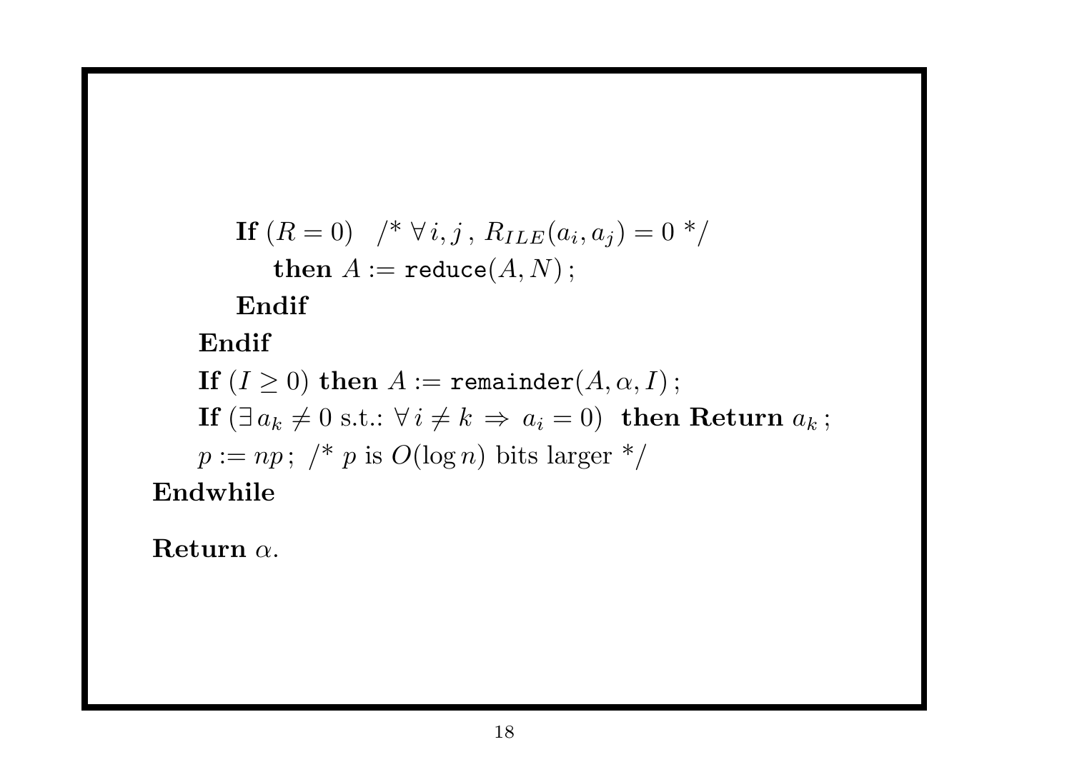```
        If (R = 0)   /* ∀ i, j , R_ILE(a_i, a_j) = 0 */
            then A := reduce(A, N) ;
        Endif
    Endif
    If (I ≥ 0) then A := remainder(A, α, I) ;
    If (∃ a_k ≠ 0 s.t.: ∀ i ≠ k ⇒ a_i = 0)  then Return a_k ;
    p := np ;  /* p is O(log n) bits larger */
Endwhile

Return α.
```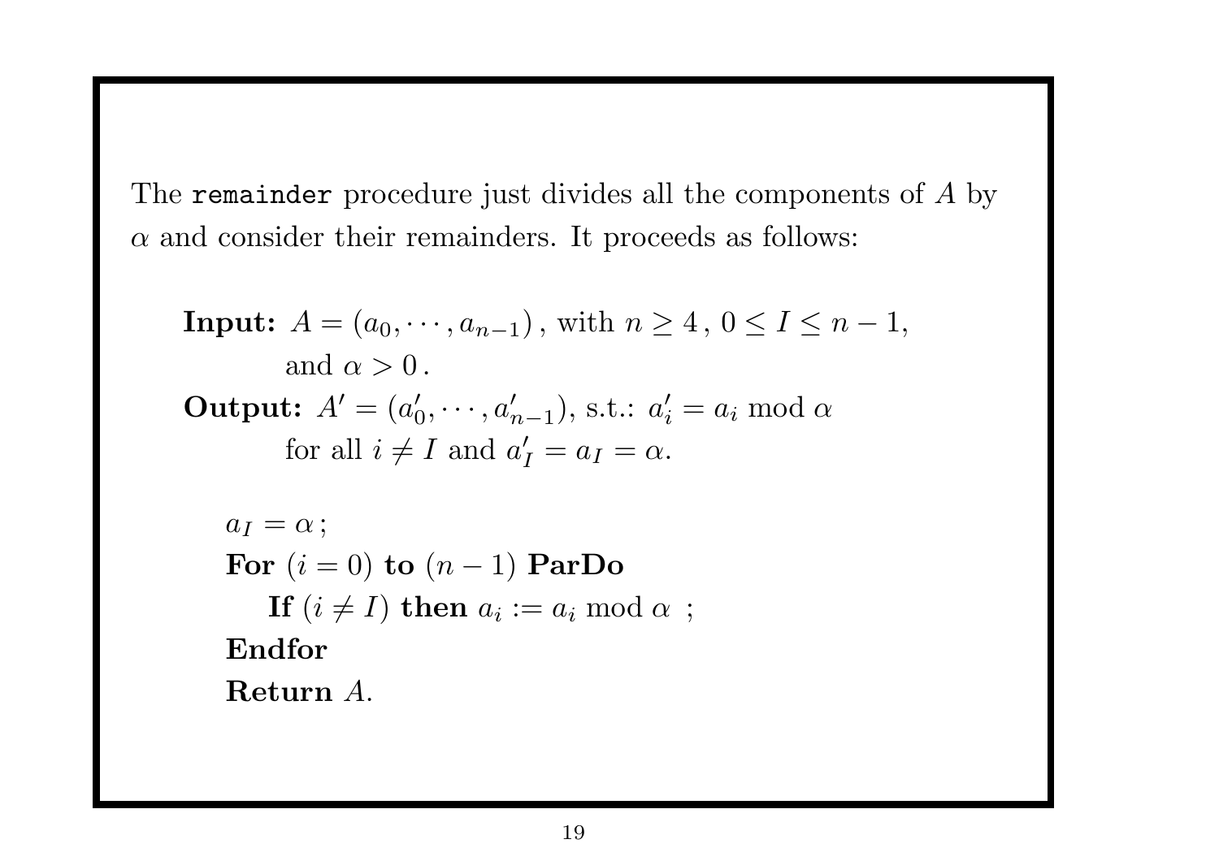The `remainder` procedure just divides all the components of $A$ by $\alpha$ and consider their remainders. It proceeds as follows:

**Input:** $A = (a_0, \cdots, a_{n-1})$, with $n \geq 4$, $0 \leq I \leq n-1$, and $\alpha > 0$.

**Output:** $A' = (a'_0, \cdots, a'_{n-1})$, s.t.: $a'_i = a_i \bmod \alpha$ for all $i \neq I$ and $a'_I = a_I = \alpha$.

$a_I = \alpha$;
**For** $(i = 0)$ **to** $(n-1)$ **ParDo**
  **If** $(i \neq I)$ **then** $a_i := a_i \bmod \alpha$ ;
**Endfor**
**Return** $A$.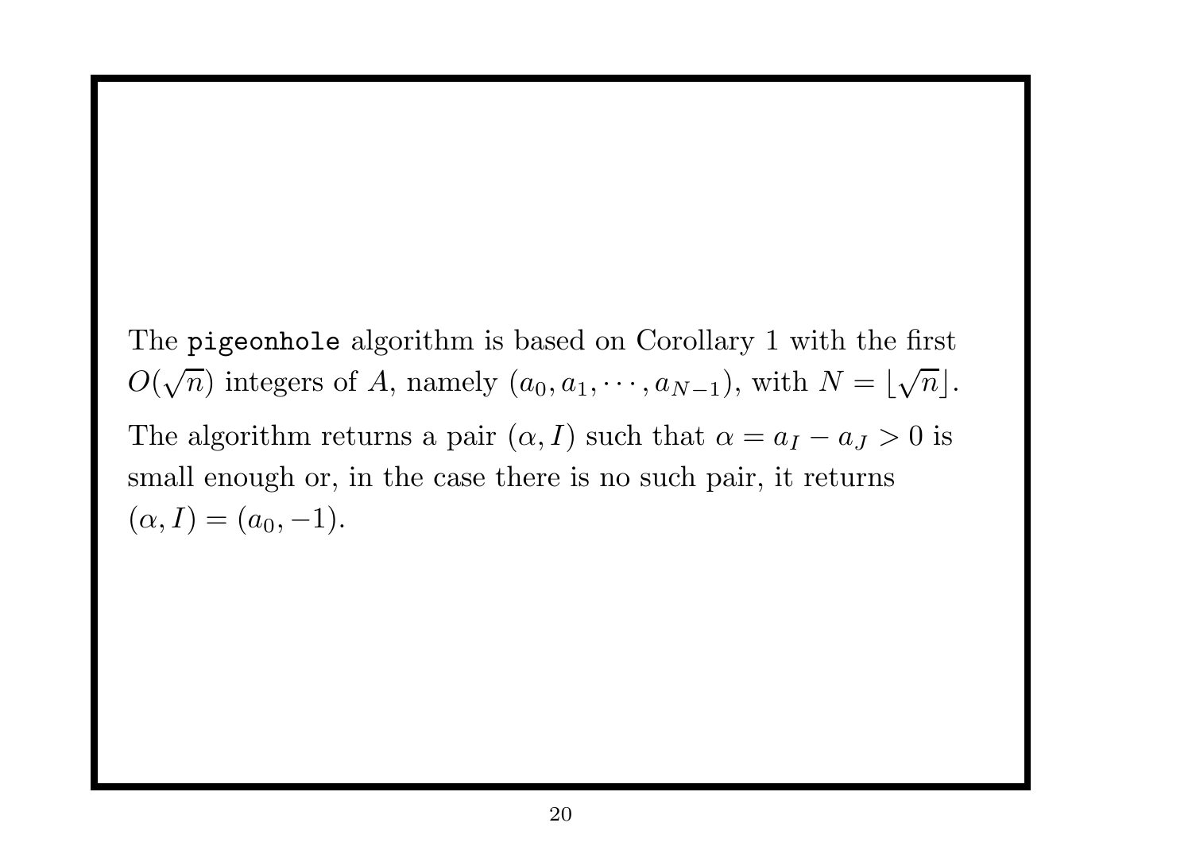The `pigeonhole` algorithm is based on Corollary 1 with the first $O(\sqrt{n})$ integers of $A$, namely $(a_0, a_1, \cdots, a_{N-1})$, with $N = \lfloor \sqrt{n} \rfloor$.

The algorithm returns a pair $(\alpha, I)$ such that $\alpha = a_I - a_J > 0$ is small enough or, in the case there is no such pair, it returns $(\alpha, I) = (a_0, -1)$.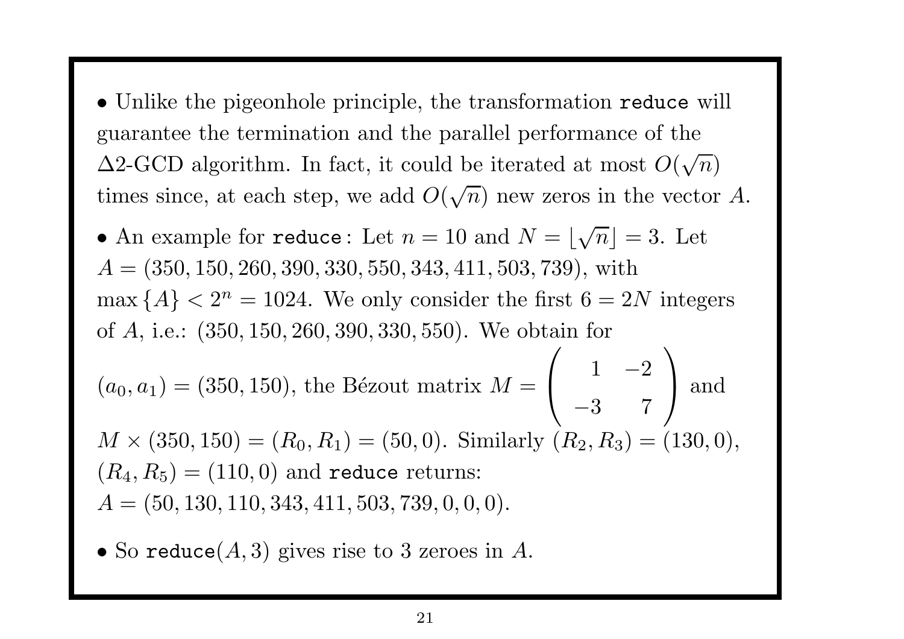- Unlike the pigeonhole principle, the transformation `reduce` will guarantee the termination and the parallel performance of the $\Delta$2-GCD algorithm. In fact, it could be iterated at most $O(\sqrt{n})$ times since, at each step, we add $O(\sqrt{n})$ new zeros in the vector $A$.

- An example for `reduce`: Let $n = 10$ and $N = \lfloor \sqrt{n} \rfloor = 3$. Let $A = (350, 150, 260, 390, 330, 550, 343, 411, 503, 739)$, with $\max\{A\} < 2^n = 1024$. We only consider the first $6 = 2N$ integers of $A$, i.e.: $(350, 150, 260, 390, 330, 550)$. We obtain for $(a_0, a_1) = (350, 150)$, the Bézout matrix $M = \begin{pmatrix} 1 & -2 \\ -3 & 7 \end{pmatrix}$ and $M \times (350, 150) = (R_0, R_1) = (50, 0)$. Similarly $(R_2, R_3) = (130, 0)$, $(R_4, R_5) = (110, 0)$ and `reduce` returns: $A = (50, 130, 110, 343, 411, 503, 739, 0, 0, 0)$.

- So `reduce`$(A, 3)$ gives rise to 3 zeroes in $A$.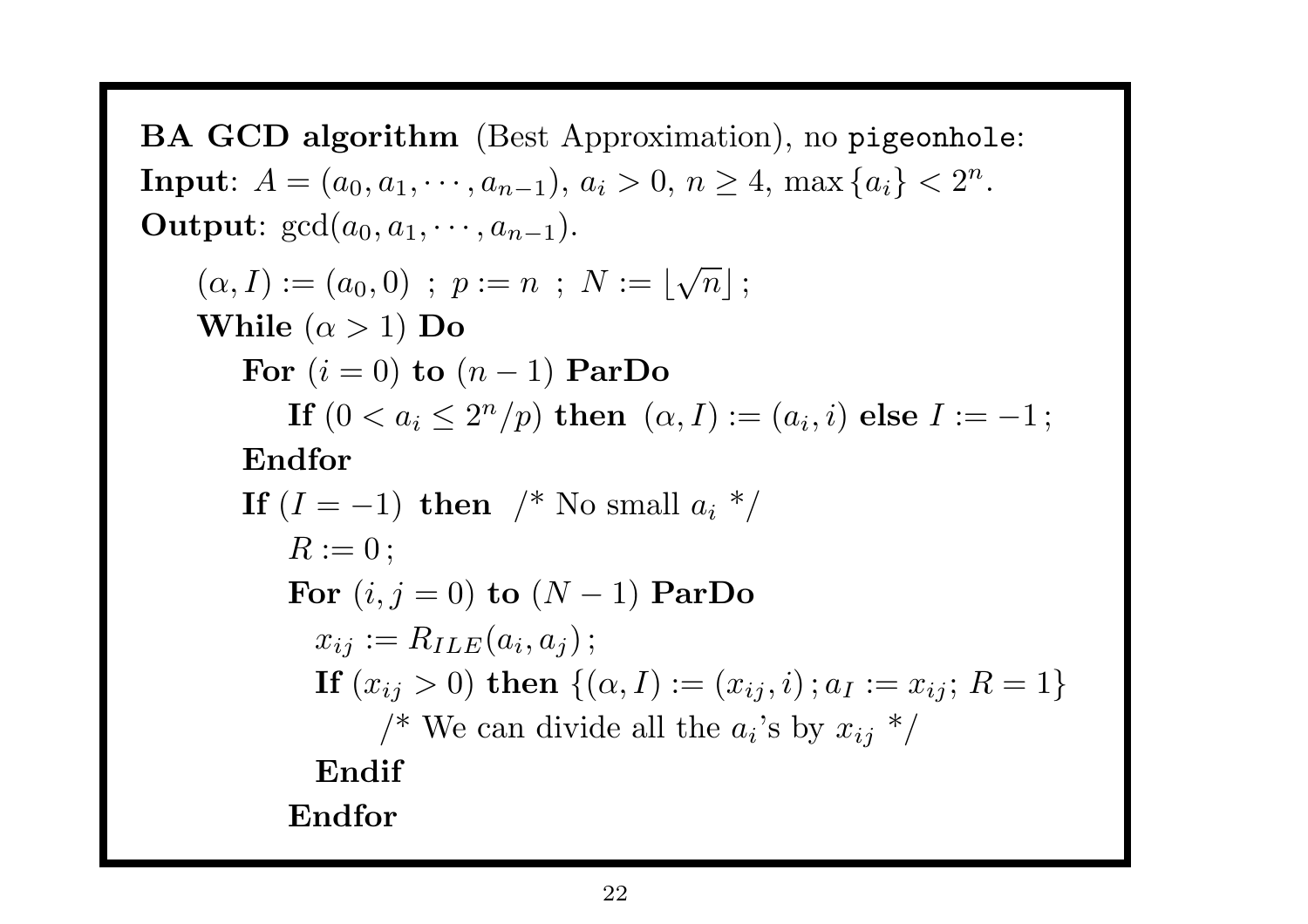**BA GCD algorithm** (Best Approximation), no `pigeonhole`:
**Input**: $A = (a_0, a_1, \cdots, a_{n-1})$, $a_i > 0$, $n \geq 4$, $\max\{a_i\} < 2^n$.
**Output**: $\gcd(a_0, a_1, \cdots, a_{n-1})$.

$(\alpha, I) := (a_0, 0)$ ; $p := n$ ; $N := \lfloor \sqrt{n} \rfloor$ ;
**While** $(\alpha > 1)$ **Do**
  **For** $(i = 0)$ **to** $(n-1)$ **ParDo**
    **If** $(0 < a_i \leq 2^n/p)$ **then** $(\alpha, I) := (a_i, i)$ **else** $I := -1$ ;
  **Endfor**
  **If** $(I = -1)$ **then** /* No small $a_i$ */
    $R := 0$ ;
    **For** $(i, j = 0)$ **to** $(N-1)$ **ParDo**
      $x_{ij} := R_{ILE}(a_i, a_j)$ ;
      **If** $(x_{ij} > 0)$ **then** $\{(\alpha, I) := (x_{ij}, i)\, ; a_I := x_{ij};\, R = 1\}$
        /* We can divide all the $a_i$'s by $x_{ij}$ */
      **Endif**
    **Endfor**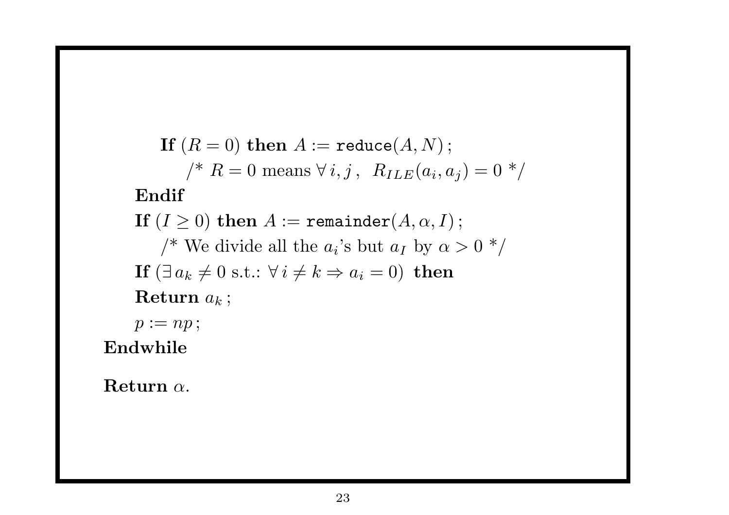```
        If (R = 0) then A := reduce(A, N) ;
            /* R = 0 means ∀ i, j ,  R_ILE(a_i, a_j) = 0 */
    Endif
    If (I ≥ 0) then A := remainder(A, α, I) ;
        /* We divide all the a_i's but a_I by α > 0 */
    If (∃ a_k ≠ 0 s.t.: ∀ i ≠ k ⇒ a_i = 0)  then
    Return a_k ;
    p := np ;
Endwhile

Return α.
```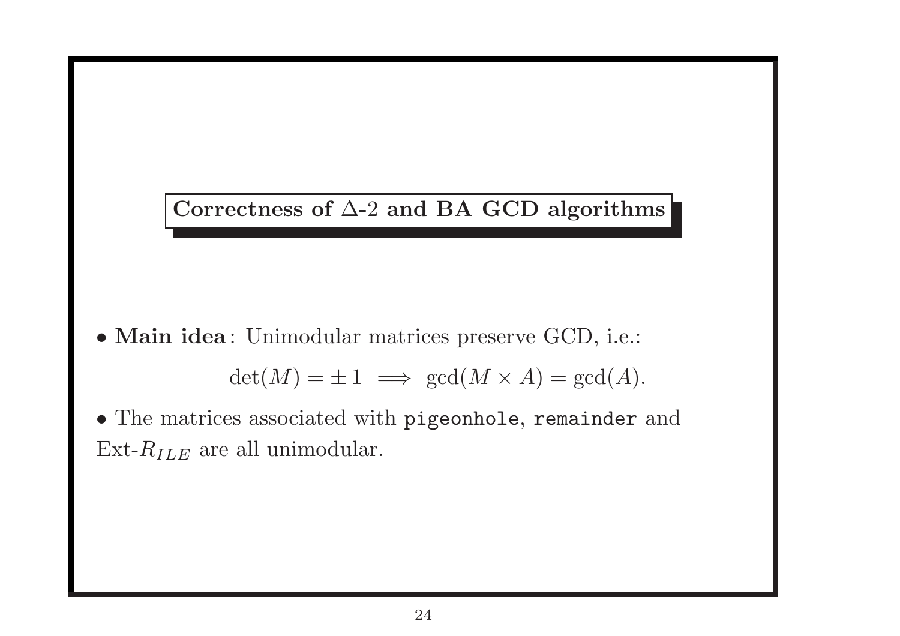## Correctness of $\Delta$-2 and BA GCD algorithms

- **Main idea**: Unimodular matrices preserve GCD, i.e.:

$$\det(M) = \pm 1 \implies \gcd(M \times A) = \gcd(A).$$

- The matrices associated with `pigeonhole`, `remainder` and Ext-$R_{ILE}$ are all unimodular.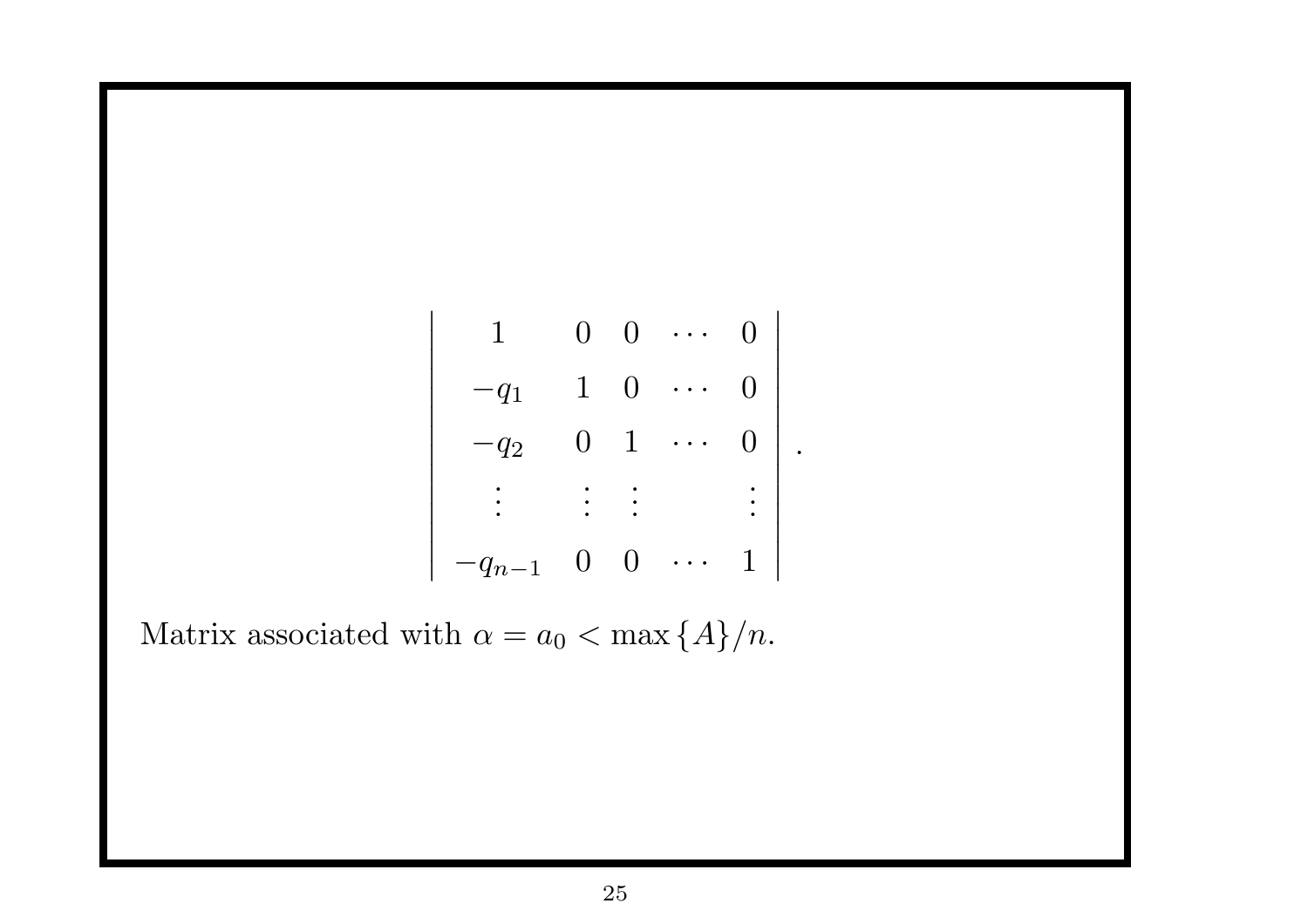$$
\begin{vmatrix}
1 & 0 & 0 & \cdots & 0 \\
-q_1 & 1 & 0 & \cdots & 0 \\
-q_2 & 0 & 1 & \cdots & 0 \\
\vdots & \vdots & \vdots & & \vdots \\
-q_{n-1} & 0 & 0 & \cdots & 1
\end{vmatrix}.
$$

Matrix associated with $\alpha = a_0 < \max\{A\}/n$.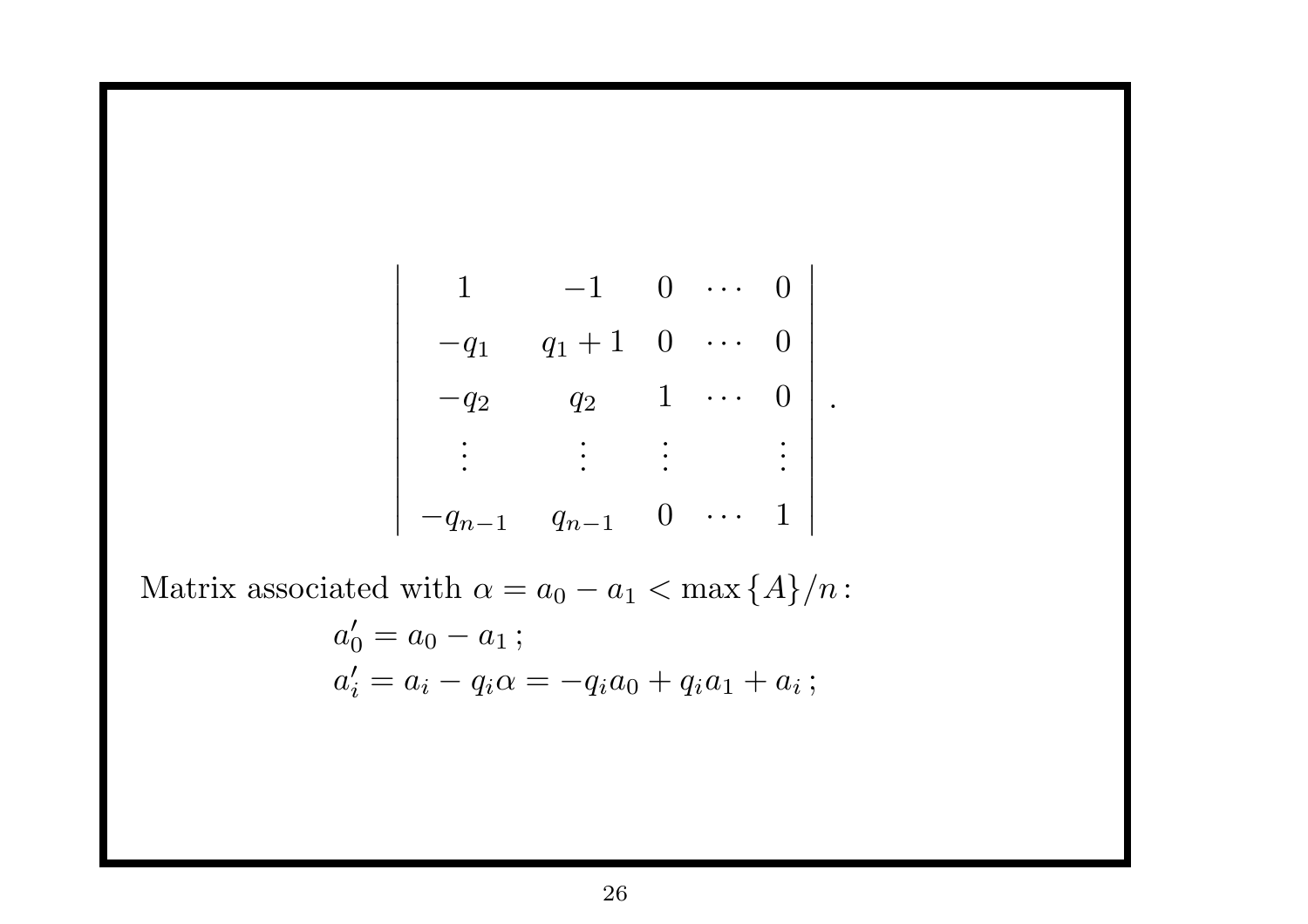$$
\begin{vmatrix}
1 & -1 & 0 & \cdots & 0 \\
-q_1 & q_1+1 & 0 & \cdots & 0 \\
-q_2 & q_2 & 1 & \cdots & 0 \\
\vdots & \vdots & \vdots & & \vdots \\
-q_{n-1} & q_{n-1} & 0 & \cdots & 1
\end{vmatrix}.
$$

Matrix associated with $\alpha = a_0 - a_1 < \max\{A\}/n$:

$$
\begin{aligned}
a'_0 &= a_0 - a_1\,; \\
a'_i &= a_i - q_i\alpha = -q_i a_0 + q_i a_1 + a_i\,;
\end{aligned}
$$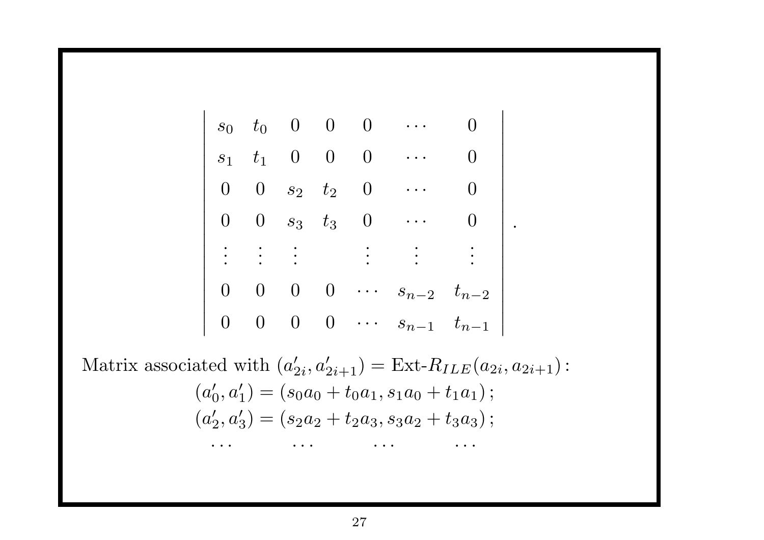$$
\begin{vmatrix}
s_0 & t_0 & 0 & 0 & 0 & \cdots & 0 \\
s_1 & t_1 & 0 & 0 & 0 & \cdots & 0 \\
0 & 0 & s_2 & t_2 & 0 & \cdots & 0 \\
0 & 0 & s_3 & t_3 & 0 & \cdots & 0 \\
\vdots & \vdots & \vdots & & \vdots & \vdots & \vdots \\
0 & 0 & 0 & 0 & \cdots & s_{n-2} & t_{n-2} \\
0 & 0 & 0 & 0 & \cdots & s_{n-1} & t_{n-1}
\end{vmatrix} .
$$

Matrix associated with $(a'_{2i}, a'_{2i+1}) = \text{Ext-}R_{ILE}(a_{2i}, a_{2i+1})$:

$$
(a'_0, a'_1) = (s_0 a_0 + t_0 a_1, s_1 a_0 + t_1 a_1);
$$
$$
(a'_2, a'_3) = (s_2 a_2 + t_2 a_3, s_3 a_2 + t_3 a_3);
$$
$$
\cdots \qquad \cdots \qquad \cdots \qquad \cdots
$$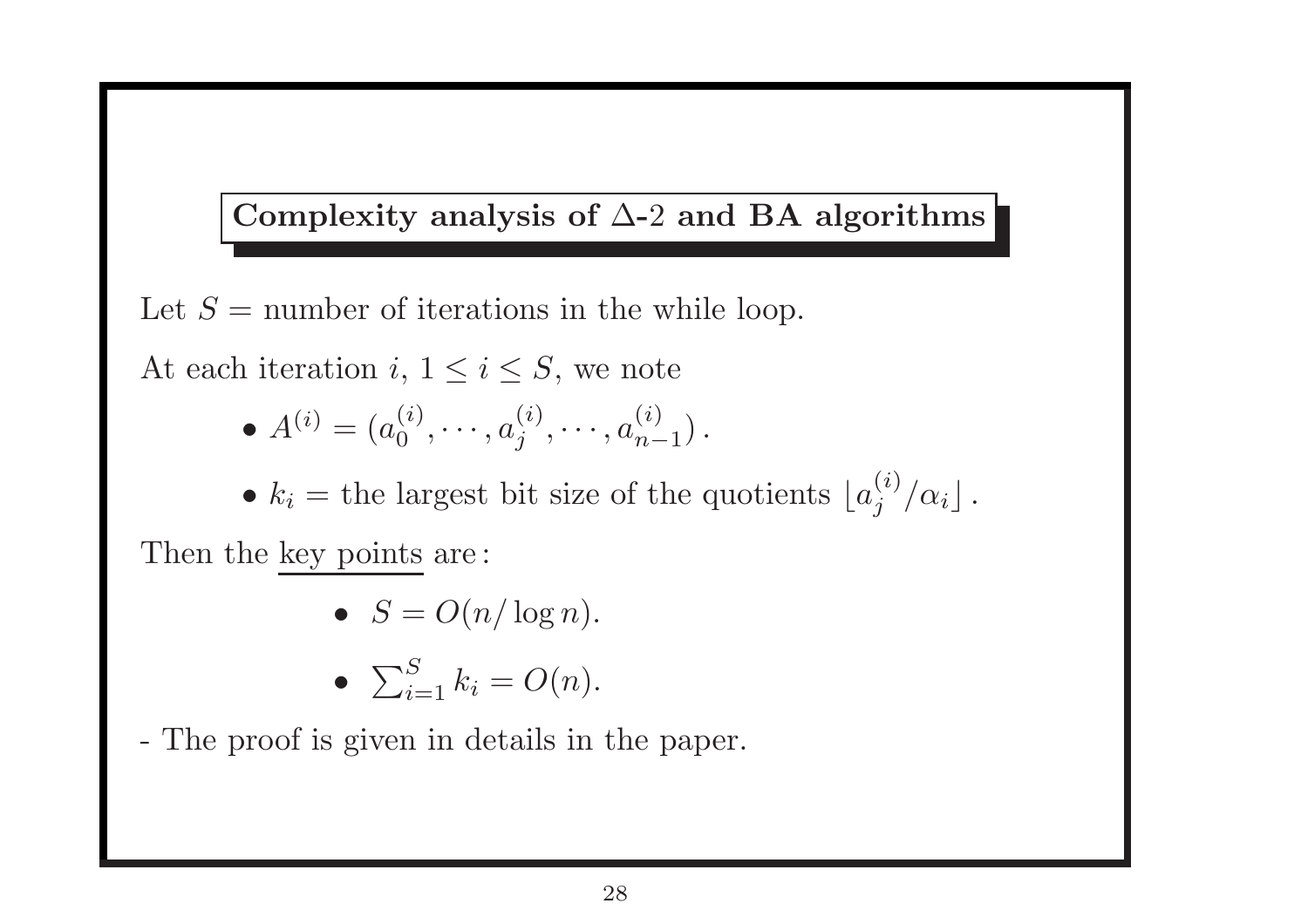## Complexity analysis of $\Delta$-2 and BA algorithms

Let $S$ = number of iterations in the while loop.

At each iteration $i$, $1 \leq i \leq S$, we note

- $A^{(i)} = (a_0^{(i)}, \cdots, a_j^{(i)}, \cdots, a_{n-1}^{(i)})$.
- $k_i$ = the largest bit size of the quotients $\lfloor a_j^{(i)}/\alpha_i \rfloor$.

Then the key points are:

- $S = O(n/\log n)$.
- $\sum_{i=1}^{S} k_i = O(n)$.

- The proof is given in details in the paper.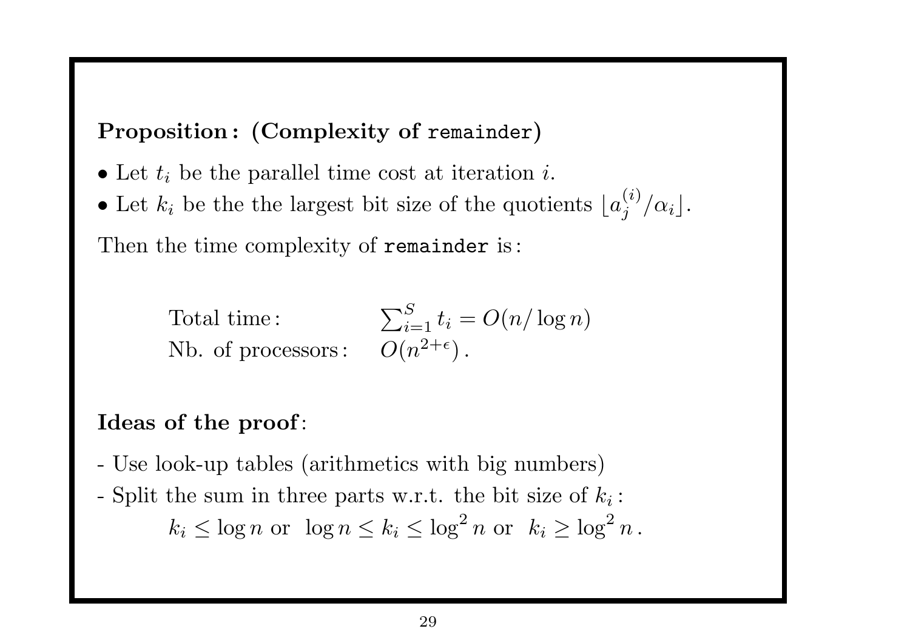**Proposition : (Complexity of `remainder`)**

- Let $t_i$ be the parallel time cost at iteration $i$.
- Let $k_i$ be the the largest bit size of the quotients $\lfloor a_j^{(i)}/\alpha_i \rfloor$.

Then the time complexity of `remainder` is :

| | |
|---|---|
| Total time : | $\sum_{i=1}^{S} t_i = O(n/\log n)$ |
| Nb. of processors : | $O(n^{2+\epsilon})$ . |

**Ideas of the proof**:

- Use look-up tables (arithmetics with big numbers)
- Split the sum in three parts w.r.t. the bit size of $k_i$ :

$$k_i \leq \log n \text{ or } \log n \leq k_i \leq \log^2 n \text{ or } k_i \geq \log^2 n\,.$$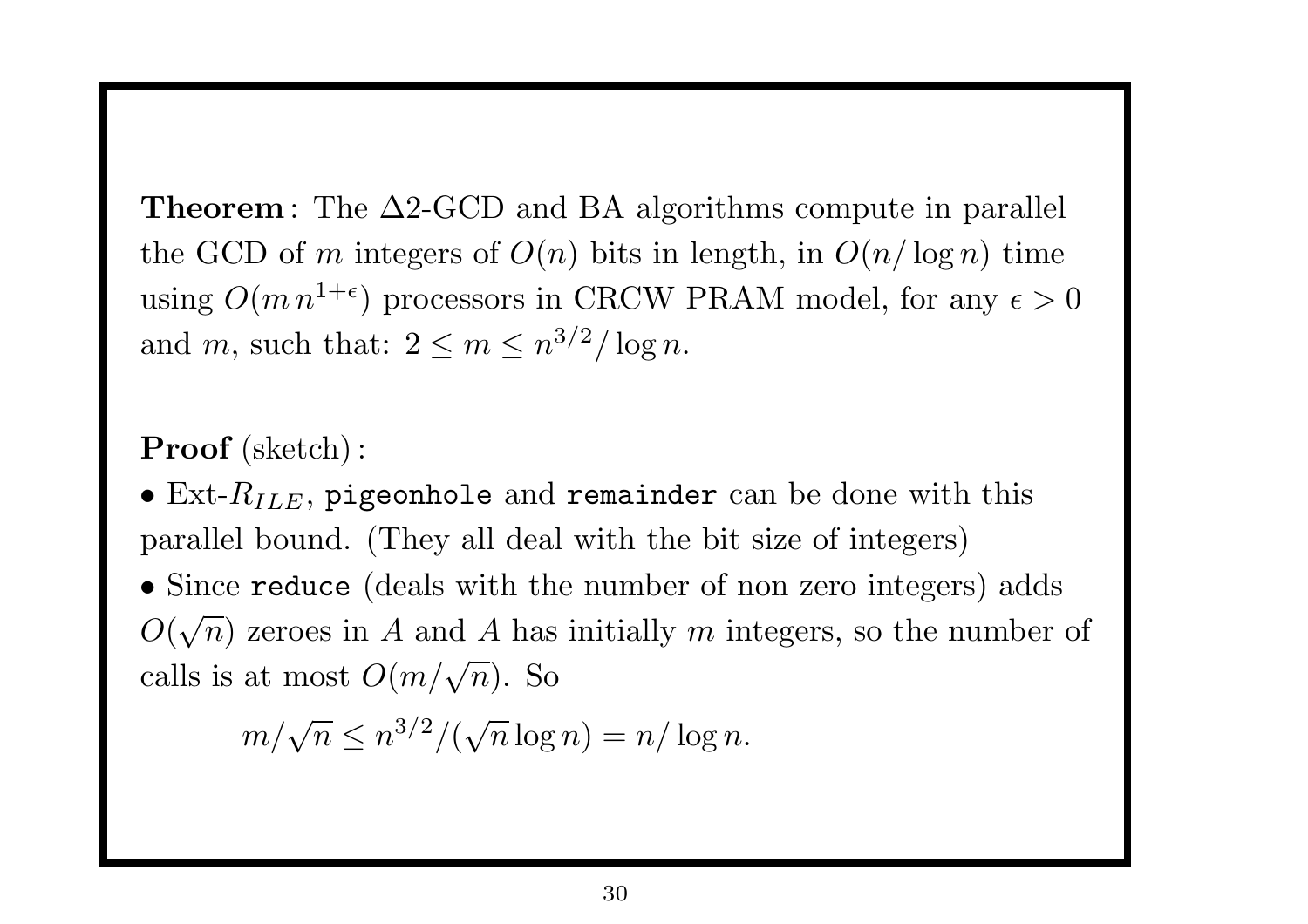**Theorem** : The $\Delta 2$-GCD and BA algorithms compute in parallel the GCD of $m$ integers of $O(n)$ bits in length, in $O(n/\log n)$ time using $O(m\, n^{1+\epsilon})$ processors in CRCW PRAM model, for any $\epsilon > 0$ and $m$, such that: $2 \le m \le n^{3/2}/\log n$.

**Proof** (sketch) :

- Ext-$R_{ILE}$, `pigeonhole` and `remainder` can be done with this parallel bound. (They all deal with the bit size of integers)
- Since `reduce` (deals with the number of non zero integers) adds $O(\sqrt{n})$ zeroes in $A$ and $A$ has initially $m$ integers, so the number of calls is at most $O(m/\sqrt{n})$. So

$$m/\sqrt{n} \le n^{3/2}/(\sqrt{n}\log n) = n/\log n.$$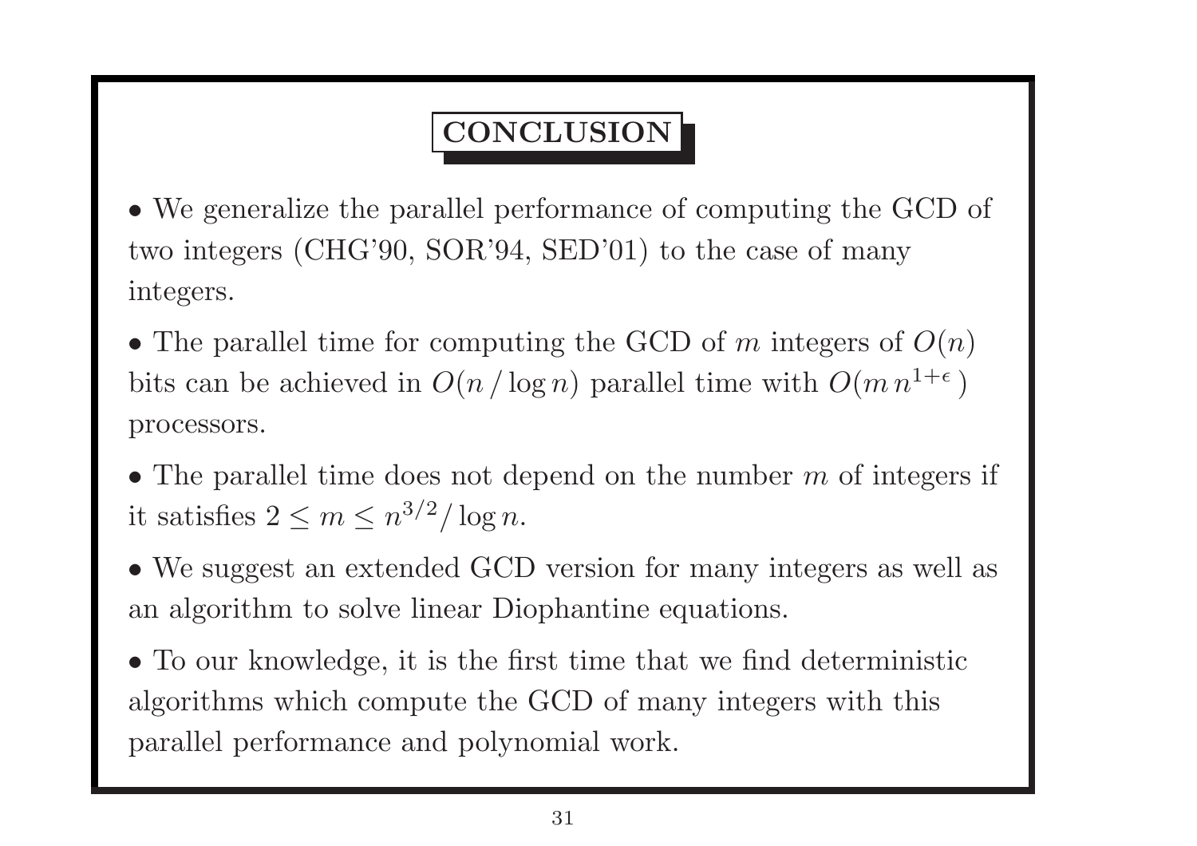# CONCLUSION

- We generalize the parallel performance of computing the GCD of two integers (CHG'90, SOR'94, SED'01) to the case of many integers.

- The parallel time for computing the GCD of $m$ integers of $O(n)$ bits can be achieved in $O(n / \log n)$ parallel time with $O(m\, n^{1+\epsilon})$ processors.

- The parallel time does not depend on the number $m$ of integers if it satisfies $2 \leq m \leq n^{3/2} / \log n$.

- We suggest an extended GCD version for many integers as well as an algorithm to solve linear Diophantine equations.

- To our knowledge, it is the first time that we find deterministic algorithms which compute the GCD of many integers with this parallel performance and polynomial work.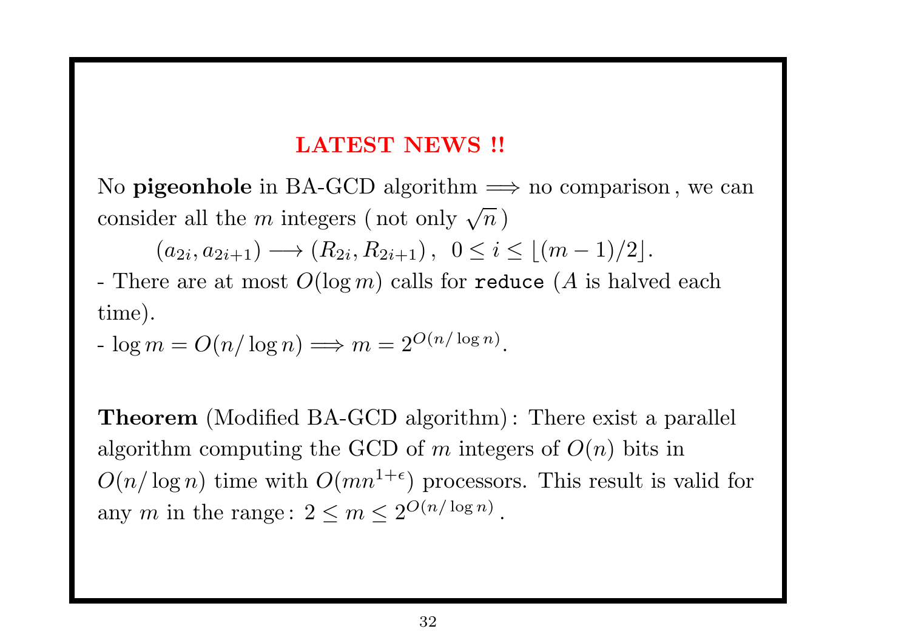## LATEST NEWS !!

No **pigeonhole** in BA-GCD algorithm $\Longrightarrow$ no comparison, we can consider all the $m$ integers ( not only $\sqrt{n}$ )

$$(a_{2i}, a_{2i+1}) \longrightarrow (R_{2i}, R_{2i+1}), \;\; 0 \leq i \leq \lfloor (m-1)/2 \rfloor.$$

- There are at most $O(\log m)$ calls for `reduce` ($A$ is halved each time).
- $\log m = O(n/\log n) \Longrightarrow m = 2^{O(n/\log n)}$.

**Theorem** (Modified BA-GCD algorithm): There exist a parallel algorithm computing the GCD of $m$ integers of $O(n)$ bits in $O(n/\log n)$ time with $O(mn^{1+\epsilon})$ processors. This result is valid for any $m$ in the range: $2 \leq m \leq 2^{O(n/\log n)}$.